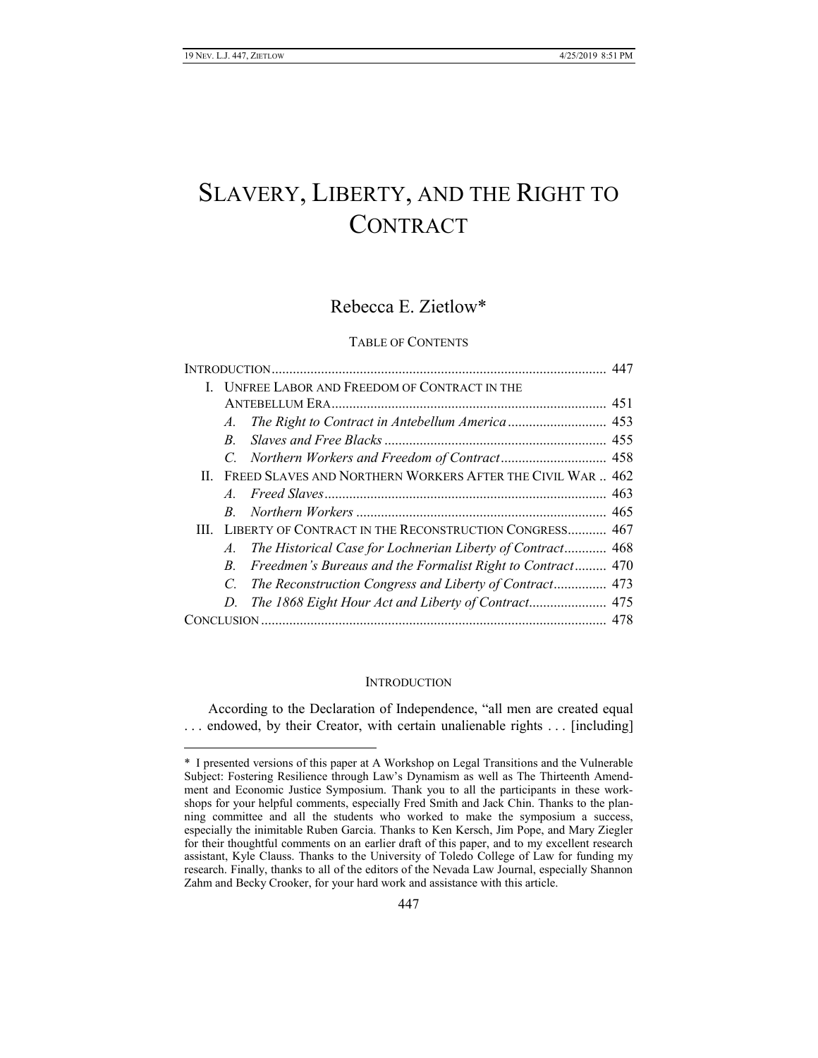# SLAVERY, LIBERTY, AND THE RIGHT TO CONTRACT

Rebecca E. Zietlow*

TABLE OF CONTENTS

| | |
|---|---|
| INTRODUCTION | 447 |
| I. UNFREE LABOR AND FREEDOM OF CONTRACT IN THE ANTEBELLUM ERA | 451 |
| *A. The Right to Contract in Antebellum America* | 453 |
| *B. Slaves and Free Blacks* | 455 |
| *C. Northern Workers and Freedom of Contract* | 458 |
| II. FREED SLAVES AND NORTHERN WORKERS AFTER THE CIVIL WAR | 462 |
| *A. Freed Slaves* | 463 |
| *B. Northern Workers* | 465 |
| III. LIBERTY OF CONTRACT IN THE RECONSTRUCTION CONGRESS | 467 |
| *A. The Historical Case for Lochnerian Liberty of Contract* | 468 |
| *B. Freedmen's Bureaus and the Formalist Right to Contract* | 470 |
| *C. The Reconstruction Congress and Liberty of Contract* | 473 |
| *D. The 1868 Eight Hour Act and Liberty of Contract* | 475 |
| CONCLUSION | 478 |

## INTRODUCTION

According to the Declaration of Independence, "all men are created equal . . . endowed, by their Creator, with certain unalienable rights . . . [including]

\* I presented versions of this paper at A Workshop on Legal Transitions and the Vulnerable Subject: Fostering Resilience through Law's Dynamism as well as The Thirteenth Amendment and Economic Justice Symposium. Thank you to all the participants in these workshops for your helpful comments, especially Fred Smith and Jack Chin. Thanks to the planning committee and all the students who worked to make the symposium a success, especially the inimitable Ruben Garcia. Thanks to Ken Kersch, Jim Pope, and Mary Ziegler for their thoughtful comments on an earlier draft of this paper, and to my excellent research assistant, Kyle Clauss. Thanks to the University of Toledo College of Law for funding my research. Finally, thanks to all of the editors of the Nevada Law Journal, especially Shannon Zahm and Becky Crooker, for your hard work and assistance with this article.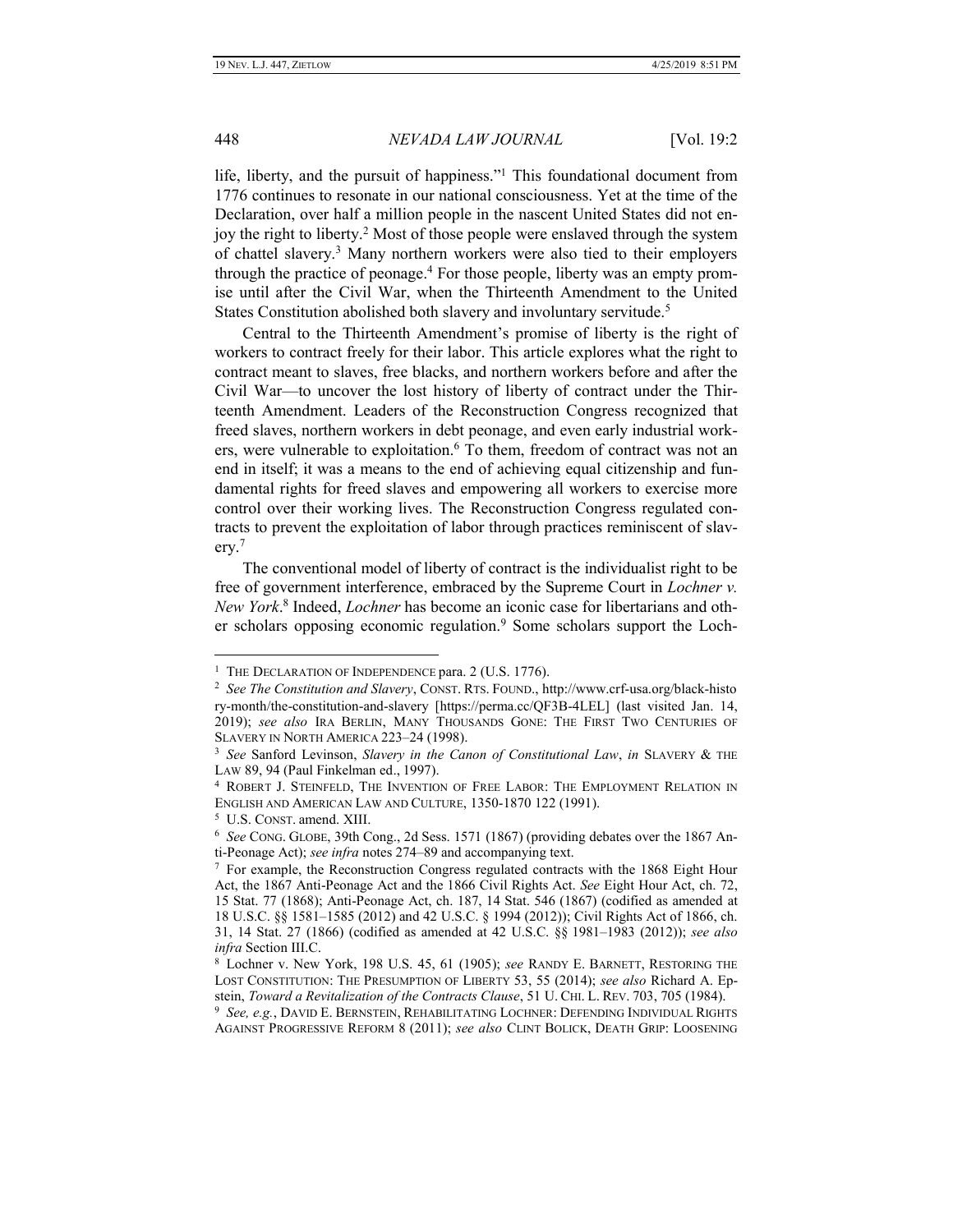life, liberty, and the pursuit of happiness."[1] This foundational document from 1776 continues to resonate in our national consciousness. Yet at the time of the Declaration, over half a million people in the nascent United States did not enjoy the right to liberty.[2] Most of those people were enslaved through the system of chattel slavery.[3] Many northern workers were also tied to their employers through the practice of peonage.[4] For those people, liberty was an empty promise until after the Civil War, when the Thirteenth Amendment to the United States Constitution abolished both slavery and involuntary servitude.[5]

Central to the Thirteenth Amendment's promise of liberty is the right of workers to contract freely for their labor. This article explores what the right to contract meant to slaves, free blacks, and northern workers before and after the Civil War—to uncover the lost history of liberty of contract under the Thirteenth Amendment. Leaders of the Reconstruction Congress recognized that freed slaves, northern workers in debt peonage, and even early industrial workers, were vulnerable to exploitation.[6] To them, freedom of contract was not an end in itself; it was a means to the end of achieving equal citizenship and fundamental rights for freed slaves and empowering all workers to exercise more control over their working lives. The Reconstruction Congress regulated contracts to prevent the exploitation of labor through practices reminiscent of slavery.[7]

The conventional model of liberty of contract is the individualist right to be free of government interference, embraced by the Supreme Court in *Lochner v. New York*.[8] Indeed, *Lochner* has become an iconic case for libertarians and other scholars opposing economic regulation.[9] Some scholars support the Loch-

---

[1] THE DECLARATION OF INDEPENDENCE para. 2 (U.S. 1776).

[2] *See The Constitution and Slavery*, CONST. RTS. FOUND., http://www.crf-usa.org/black-history-month/the-constitution-and-slavery [https://perma.cc/QF3B-4LEL] (last visited Jan. 14, 2019); *see also* IRA BERLIN, MANY THOUSANDS GONE: THE FIRST TWO CENTURIES OF SLAVERY IN NORTH AMERICA 223–24 (1998).

[3] *See* Sanford Levinson, *Slavery in the Canon of Constitutional Law*, *in* SLAVERY & THE LAW 89, 94 (Paul Finkelman ed., 1997).

[4] ROBERT J. STEINFELD, THE INVENTION OF FREE LABOR: THE EMPLOYMENT RELATION IN ENGLISH AND AMERICAN LAW AND CULTURE, 1350-1870 122 (1991).

[5] U.S. CONST. amend. XIII.

[6] *See* CONG. GLOBE, 39th Cong., 2d Sess. 1571 (1867) (providing debates over the 1867 Anti-Peonage Act); *see infra* notes 274–89 and accompanying text.

[7] For example, the Reconstruction Congress regulated contracts with the 1868 Eight Hour Act, the 1867 Anti-Peonage Act and the 1866 Civil Rights Act. *See* Eight Hour Act, ch. 72, 15 Stat. 77 (1868); Anti-Peonage Act, ch. 187, 14 Stat. 546 (1867) (codified as amended at 18 U.S.C. §§ 1581–1585 (2012) and 42 U.S.C. § 1994 (2012)); Civil Rights Act of 1866, ch. 31, 14 Stat. 27 (1866) (codified as amended at 42 U.S.C. §§ 1981–1983 (2012)); *see also infra* Section III.C.

[8] Lochner v. New York, 198 U.S. 45, 61 (1905); *see* RANDY E. BARNETT, RESTORING THE LOST CONSTITUTION: THE PRESUMPTION OF LIBERTY 53, 55 (2014); *see also* Richard A. Epstein, *Toward a Revitalization of the Contracts Clause*, 51 U. CHI. L. REV. 703, 705 (1984).

[9] *See, e.g.*, DAVID E. BERNSTEIN, REHABILITATING LOCHNER: DEFENDING INDIVIDUAL RIGHTS AGAINST PROGRESSIVE REFORM 8 (2011); *see also* CLINT BOLICK, DEATH GRIP: LOOSENING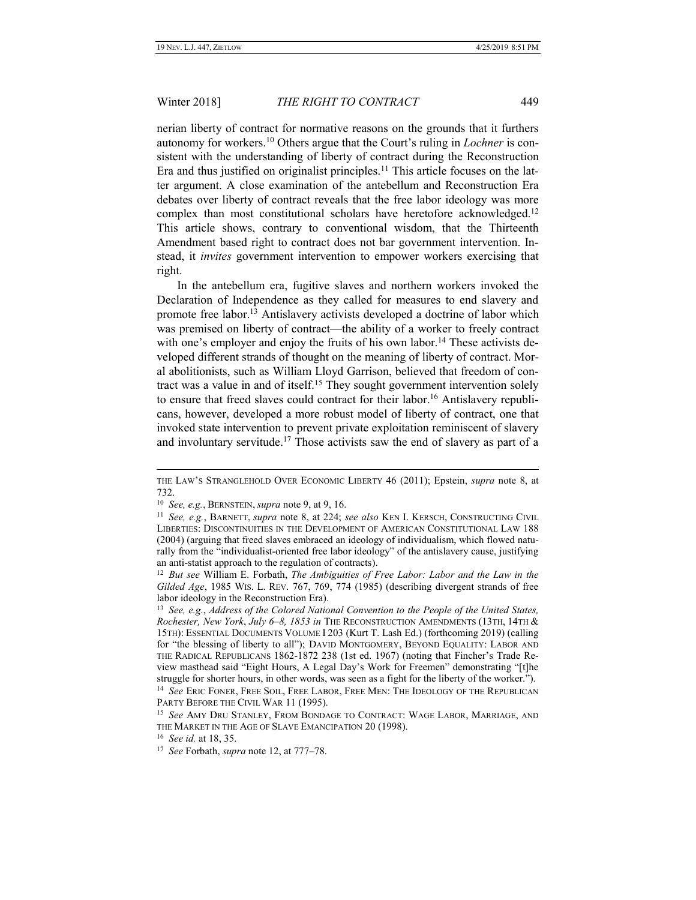nerian liberty of contract for normative reasons on the grounds that it furthers autonomy for workers.[10] Others argue that the Court's ruling in *Lochner* is consistent with the understanding of liberty of contract during the Reconstruction Era and thus justified on originalist principles.[11] This article focuses on the latter argument. A close examination of the antebellum and Reconstruction Era debates over liberty of contract reveals that the free labor ideology was more complex than most constitutional scholars have heretofore acknowledged.[12] This article shows, contrary to conventional wisdom, that the Thirteenth Amendment based right to contract does not bar government intervention. Instead, it *invites* government intervention to empower workers exercising that right.

In the antebellum era, fugitive slaves and northern workers invoked the Declaration of Independence as they called for measures to end slavery and promote free labor.[13] Antislavery activists developed a doctrine of labor which was premised on liberty of contract—the ability of a worker to freely contract with one's employer and enjoy the fruits of his own labor.[14] These activists developed different strands of thought on the meaning of liberty of contract. Moral abolitionists, such as William Lloyd Garrison, believed that freedom of contract was a value in and of itself.[15] They sought government intervention solely to ensure that freed slaves could contract for their labor.[16] Antislavery republicans, however, developed a more robust model of liberty of contract, one that invoked state intervention to prevent private exploitation reminiscent of slavery and involuntary servitude.[17] Those activists saw the end of slavery as part of a

---

THE LAW'S STRANGLEHOLD OVER ECONOMIC LIBERTY 46 (2011); Epstein, *supra* note 8, at 732.

[10] *See, e.g.*, BERNSTEIN, *supra* note 9, at 9, 16.

[11] *See, e.g.*, BARNETT, *supra* note 8, at 224; *see also* KEN I. KERSCH, CONSTRUCTING CIVIL LIBERTIES: DISCONTINUITIES IN THE DEVELOPMENT OF AMERICAN CONSTITUTIONAL LAW 188 (2004) (arguing that freed slaves embraced an ideology of individualism, which flowed naturally from the "individualist-oriented free labor ideology" of the antislavery cause, justifying an anti-statist approach to the regulation of contracts).

[12] *But see* William E. Forbath, *The Ambiguities of Free Labor: Labor and the Law in the Gilded Age*, 1985 WIS. L. REV. 767, 769, 774 (1985) (describing divergent strands of free labor ideology in the Reconstruction Era).

[13] *See, e.g.*, *Address of the Colored National Convention to the People of the United States, Rochester, New York*, *July 6–8, 1853 in* THE RECONSTRUCTION AMENDMENTS (13TH, 14TH & 15TH): ESSENTIAL DOCUMENTS VOLUME I 203 (Kurt T. Lash Ed.) (forthcoming 2019) (calling for "the blessing of liberty to all"); DAVID MONTGOMERY, BEYOND EQUALITY: LABOR AND THE RADICAL REPUBLICANS 1862-1872 238 (1st ed. 1967) (noting that Fincher's Trade Review masthead said "Eight Hours, A Legal Day's Work for Freemen" demonstrating "[t]he struggle for shorter hours, in other words, was seen as a fight for the liberty of the worker.").

[14] *See* ERIC FONER, FREE SOIL, FREE LABOR, FREE MEN: THE IDEOLOGY OF THE REPUBLICAN PARTY BEFORE THE CIVIL WAR 11 (1995).

[15] *See* AMY DRU STANLEY, FROM BONDAGE TO CONTRACT: WAGE LABOR, MARRIAGE, AND THE MARKET IN THE AGE OF SLAVE EMANCIPATION 20 (1998).

[16] *See id.* at 18, 35.

[17] *See* Forbath, *supra* note 12, at 777–78.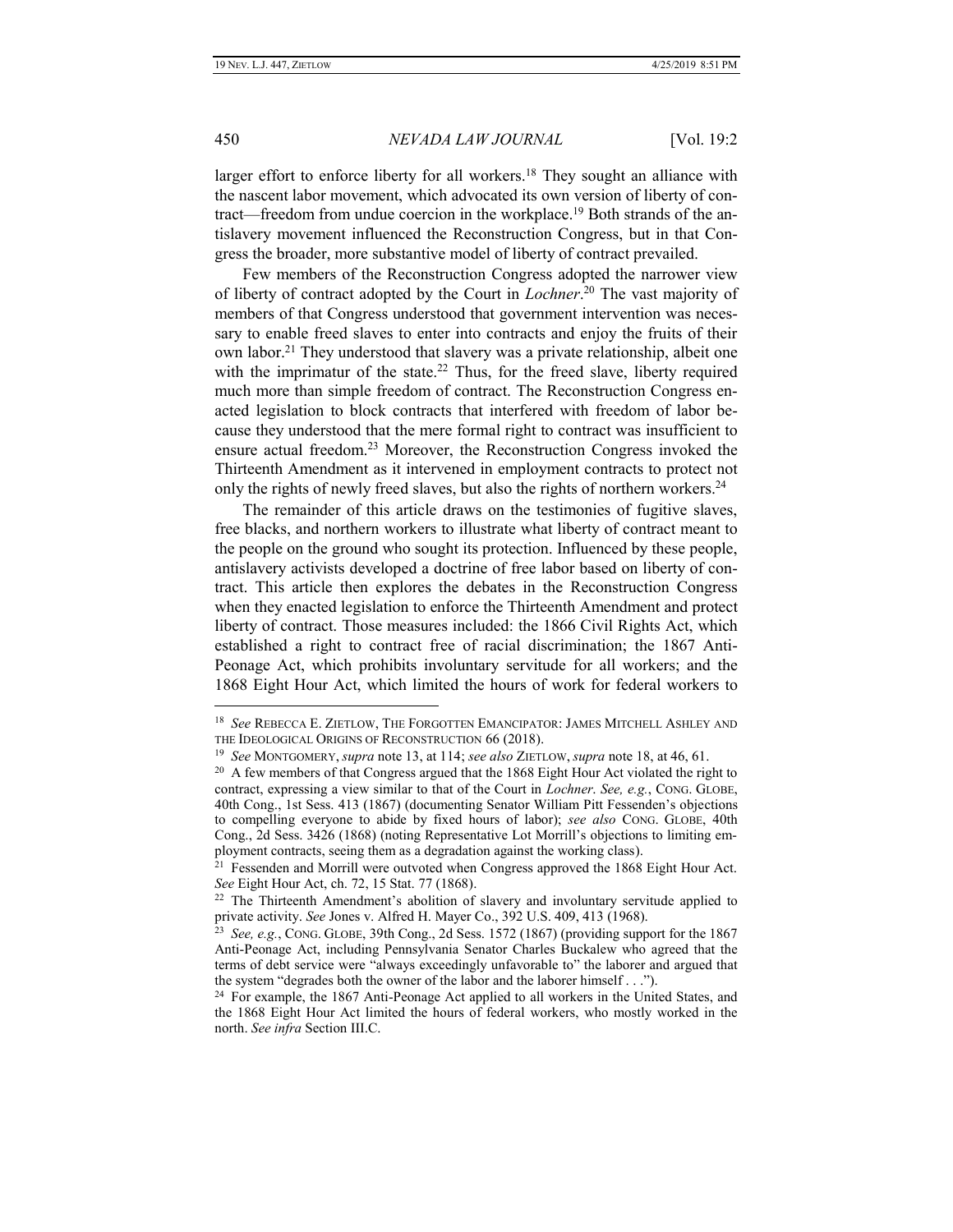larger effort to enforce liberty for all workers.[18] They sought an alliance with the nascent labor movement, which advocated its own version of liberty of contract—freedom from undue coercion in the workplace.[19] Both strands of the antislavery movement influenced the Reconstruction Congress, but in that Congress the broader, more substantive model of liberty of contract prevailed.

Few members of the Reconstruction Congress adopted the narrower view of liberty of contract adopted by the Court in *Lochner*.[20] The vast majority of members of that Congress understood that government intervention was necessary to enable freed slaves to enter into contracts and enjoy the fruits of their own labor.[21] They understood that slavery was a private relationship, albeit one with the imprimatur of the state.[22] Thus, for the freed slave, liberty required much more than simple freedom of contract. The Reconstruction Congress enacted legislation to block contracts that interfered with freedom of labor because they understood that the mere formal right to contract was insufficient to ensure actual freedom.[23] Moreover, the Reconstruction Congress invoked the Thirteenth Amendment as it intervened in employment contracts to protect not only the rights of newly freed slaves, but also the rights of northern workers.[24]

The remainder of this article draws on the testimonies of fugitive slaves, free blacks, and northern workers to illustrate what liberty of contract meant to the people on the ground who sought its protection. Influenced by these people, antislavery activists developed a doctrine of free labor based on liberty of contract. This article then explores the debates in the Reconstruction Congress when they enacted legislation to enforce the Thirteenth Amendment and protect liberty of contract. Those measures included: the 1866 Civil Rights Act, which established a right to contract free of racial discrimination; the 1867 Anti-Peonage Act, which prohibits involuntary servitude for all workers; and the 1868 Eight Hour Act, which limited the hours of work for federal workers to

---

[18] *See* REBECCA E. ZIETLOW, THE FORGOTTEN EMANCIPATOR: JAMES MITCHELL ASHLEY AND THE IDEOLOGICAL ORIGINS OF RECONSTRUCTION 66 (2018).

[19] *See* MONTGOMERY, *supra* note 13, at 114; *see also* ZIETLOW, *supra* note 18, at 46, 61.

[20] A few members of that Congress argued that the 1868 Eight Hour Act violated the right to contract, expressing a view similar to that of the Court in *Lochner*. *See, e.g.*, CONG. GLOBE, 40th Cong., 1st Sess. 413 (1867) (documenting Senator William Pitt Fessenden's objections to compelling everyone to abide by fixed hours of labor); *see also* CONG. GLOBE, 40th Cong., 2d Sess. 3426 (1868) (noting Representative Lot Morrill's objections to limiting employment contracts, seeing them as a degradation against the working class).

[21] Fessenden and Morrill were outvoted when Congress approved the 1868 Eight Hour Act. *See* Eight Hour Act, ch. 72, 15 Stat. 77 (1868).

[22] The Thirteenth Amendment's abolition of slavery and involuntary servitude applied to private activity. *See* Jones v. Alfred H. Mayer Co., 392 U.S. 409, 413 (1968).

[23] *See, e.g.*, CONG. GLOBE, 39th Cong., 2d Sess. 1572 (1867) (providing support for the 1867 Anti-Peonage Act, including Pennsylvania Senator Charles Buckalew who agreed that the terms of debt service were "always exceedingly unfavorable to" the laborer and argued that the system "degrades both the owner of the labor and the laborer himself . . .").

[24] For example, the 1867 Anti-Peonage Act applied to all workers in the United States, and the 1868 Eight Hour Act limited the hours of federal workers, who mostly worked in the north. *See infra* Section III.C.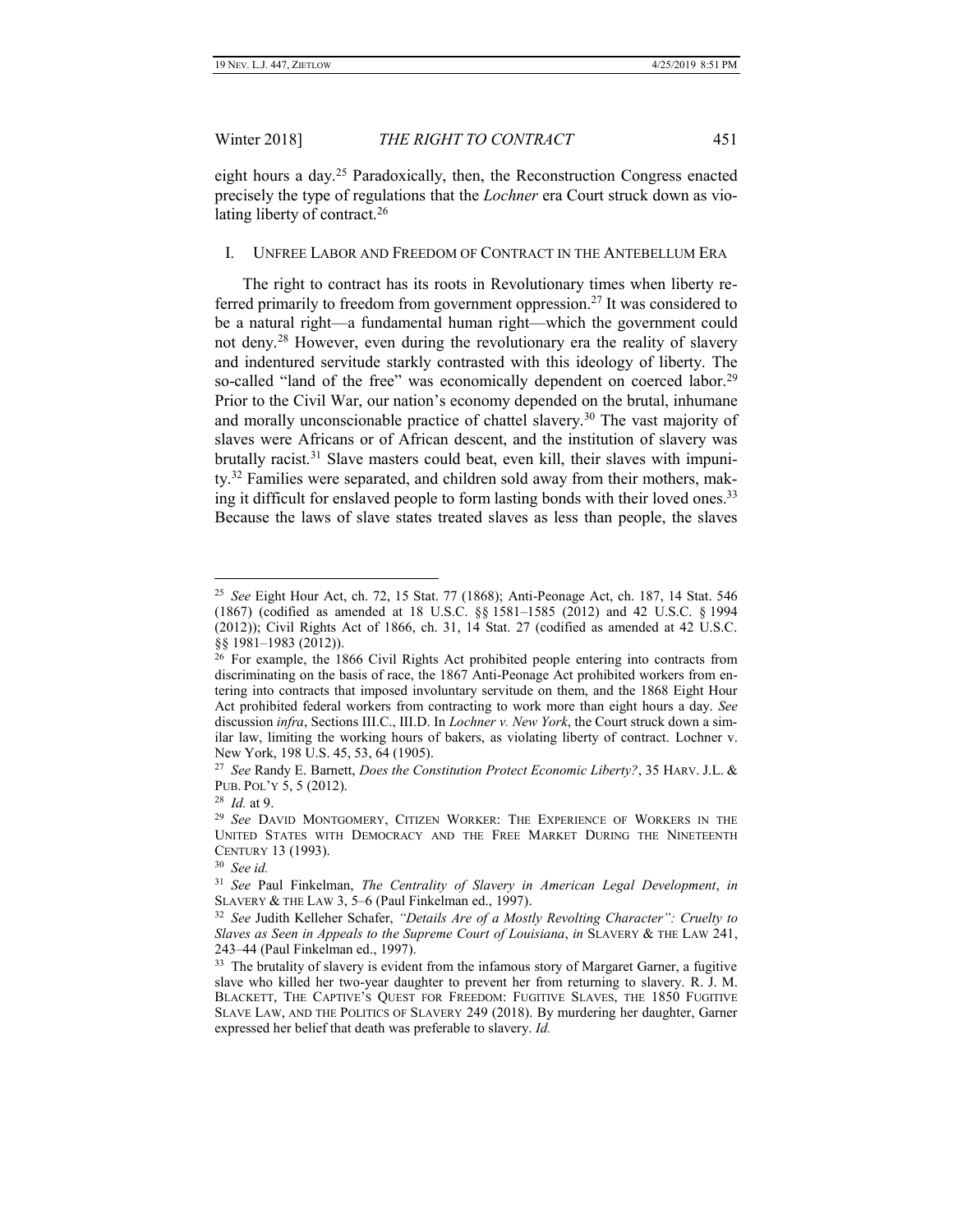eight hours a day.[25] Paradoxically, then, the Reconstruction Congress enacted precisely the type of regulations that the *Lochner* era Court struck down as violating liberty of contract.[26]

## I. UNFREE LABOR AND FREEDOM OF CONTRACT IN THE ANTEBELLUM ERA

The right to contract has its roots in Revolutionary times when liberty referred primarily to freedom from government oppression.[27] It was considered to be a natural right—a fundamental human right—which the government could not deny.[28] However, even during the revolutionary era the reality of slavery and indentured servitude starkly contrasted with this ideology of liberty. The so-called "land of the free" was economically dependent on coerced labor.[29] Prior to the Civil War, our nation's economy depended on the brutal, inhumane and morally unconscionable practice of chattel slavery.[30] The vast majority of slaves were Africans or of African descent, and the institution of slavery was brutally racist.[31] Slave masters could beat, even kill, their slaves with impunity.[32] Families were separated, and children sold away from their mothers, making it difficult for enslaved people to form lasting bonds with their loved ones.[33] Because the laws of slave states treated slaves as less than people, the slaves

---

[25] *See* Eight Hour Act, ch. 72, 15 Stat. 77 (1868); Anti-Peonage Act, ch. 187, 14 Stat. 546 (1867) (codified as amended at 18 U.S.C. §§ 1581–1585 (2012) and 42 U.S.C. § 1994 (2012)); Civil Rights Act of 1866, ch. 31, 14 Stat. 27 (codified as amended at 42 U.S.C. §§ 1981–1983 (2012)).

[26] For example, the 1866 Civil Rights Act prohibited people entering into contracts from discriminating on the basis of race, the 1867 Anti-Peonage Act prohibited workers from entering into contracts that imposed involuntary servitude on them, and the 1868 Eight Hour Act prohibited federal workers from contracting to work more than eight hours a day. *See* discussion *infra*, Sections III.C., III.D. In *Lochner v. New York*, the Court struck down a similar law, limiting the working hours of bakers, as violating liberty of contract. Lochner v. New York, 198 U.S. 45, 53, 64 (1905).

[27] *See* Randy E. Barnett, *Does the Constitution Protect Economic Liberty?*, 35 HARV. J.L. & PUB. POL'Y 5, 5 (2012).

[28] *Id.* at 9.

[29] *See* DAVID MONTGOMERY, CITIZEN WORKER: THE EXPERIENCE OF WORKERS IN THE UNITED STATES WITH DEMOCRACY AND THE FREE MARKET DURING THE NINETEENTH CENTURY 13 (1993).

[30] *See id.*

[31] *See* Paul Finkelman, *The Centrality of Slavery in American Legal Development*, *in* SLAVERY & THE LAW 3, 5–6 (Paul Finkelman ed., 1997).

[32] *See* Judith Kelleher Schafer, *"Details Are of a Mostly Revolting Character": Cruelty to Slaves as Seen in Appeals to the Supreme Court of Louisiana*, *in* SLAVERY & THE LAW 241, 243–44 (Paul Finkelman ed., 1997).

[33] The brutality of slavery is evident from the infamous story of Margaret Garner, a fugitive slave who killed her two-year daughter to prevent her from returning to slavery. R. J. M. BLACKETT, THE CAPTIVE'S QUEST FOR FREEDOM: FUGITIVE SLAVES, THE 1850 FUGITIVE SLAVE LAW, AND THE POLITICS OF SLAVERY 249 (2018). By murdering her daughter, Garner expressed her belief that death was preferable to slavery. *Id.*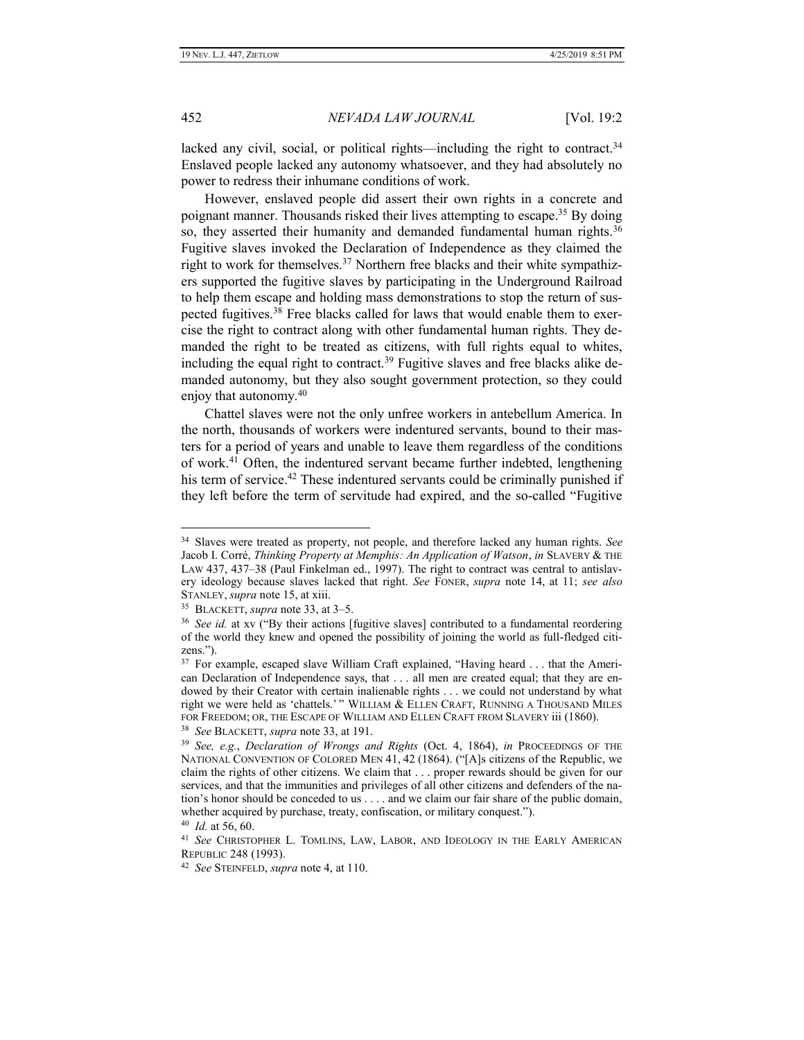lacked any civil, social, or political rights—including the right to contract.[34] Enslaved people lacked any autonomy whatsoever, and they had absolutely no power to redress their inhumane conditions of work.

However, enslaved people did assert their own rights in a concrete and poignant manner. Thousands risked their lives attempting to escape.[35] By doing so, they asserted their humanity and demanded fundamental human rights.[36] Fugitive slaves invoked the Declaration of Independence as they claimed the right to work for themselves.[37] Northern free blacks and their white sympathizers supported the fugitive slaves by participating in the Underground Railroad to help them escape and holding mass demonstrations to stop the return of suspected fugitives.[38] Free blacks called for laws that would enable them to exercise the right to contract along with other fundamental human rights. They demanded the right to be treated as citizens, with full rights equal to whites, including the equal right to contract.[39] Fugitive slaves and free blacks alike demanded autonomy, but they also sought government protection, so they could enjoy that autonomy.[40]

Chattel slaves were not the only unfree workers in antebellum America. In the north, thousands of workers were indentured servants, bound to their masters for a period of years and unable to leave them regardless of the conditions of work.[41] Often, the indentured servant became further indebted, lengthening his term of service.[42] These indentured servants could be criminally punished if they left before the term of servitude had expired, and the so-called "Fugitive

---

[34] Slaves were treated as property, not people, and therefore lacked any human rights. *See* Jacob I. Corré, *Thinking Property at Memphis: An Application of Watson*, *in* SLAVERY & THE LAW 437, 437–38 (Paul Finkelman ed., 1997). The right to contract was central to antislavery ideology because slaves lacked that right. *See* FONER, *supra* note 14, at 11; *see also* STANLEY, *supra* note 15, at xiii.

[35] BLACKETT, *supra* note 33, at 3–5.

[36] *See id.* at xv ("By their actions [fugitive slaves] contributed to a fundamental reordering of the world they knew and opened the possibility of joining the world as full-fledged citizens.").

[37] For example, escaped slave William Craft explained, "Having heard . . . that the American Declaration of Independence says, that . . . all men are created equal; that they are endowed by their Creator with certain inalienable rights . . . we could not understand by what right we were held as 'chattels.'" WILLIAM & ELLEN CRAFT, RUNNING A THOUSAND MILES FOR FREEDOM; OR, THE ESCAPE OF WILLIAM AND ELLEN CRAFT FROM SLAVERY iii (1860).

[38] *See* BLACKETT, *supra* note 33, at 191.

[39] *See, e.g.*, *Declaration of Wrongs and Rights* (Oct. 4, 1864), *in* PROCEEDINGS OF THE NATIONAL CONVENTION OF COLORED MEN 41, 42 (1864). ("[A]s citizens of the Republic, we claim the rights of other citizens. We claim that . . . proper rewards should be given for our services, and that the immunities and privileges of all other citizens and defenders of the nation's honor should be conceded to us . . . . and we claim our fair share of the public domain, whether acquired by purchase, treaty, confiscation, or military conquest.").

[40] *Id.* at 56, 60.

[41] *See* CHRISTOPHER L. TOMLINS, LAW, LABOR, AND IDEOLOGY IN THE EARLY AMERICAN REPUBLIC 248 (1993).

[42] *See* STEINFELD, *supra* note 4, at 110.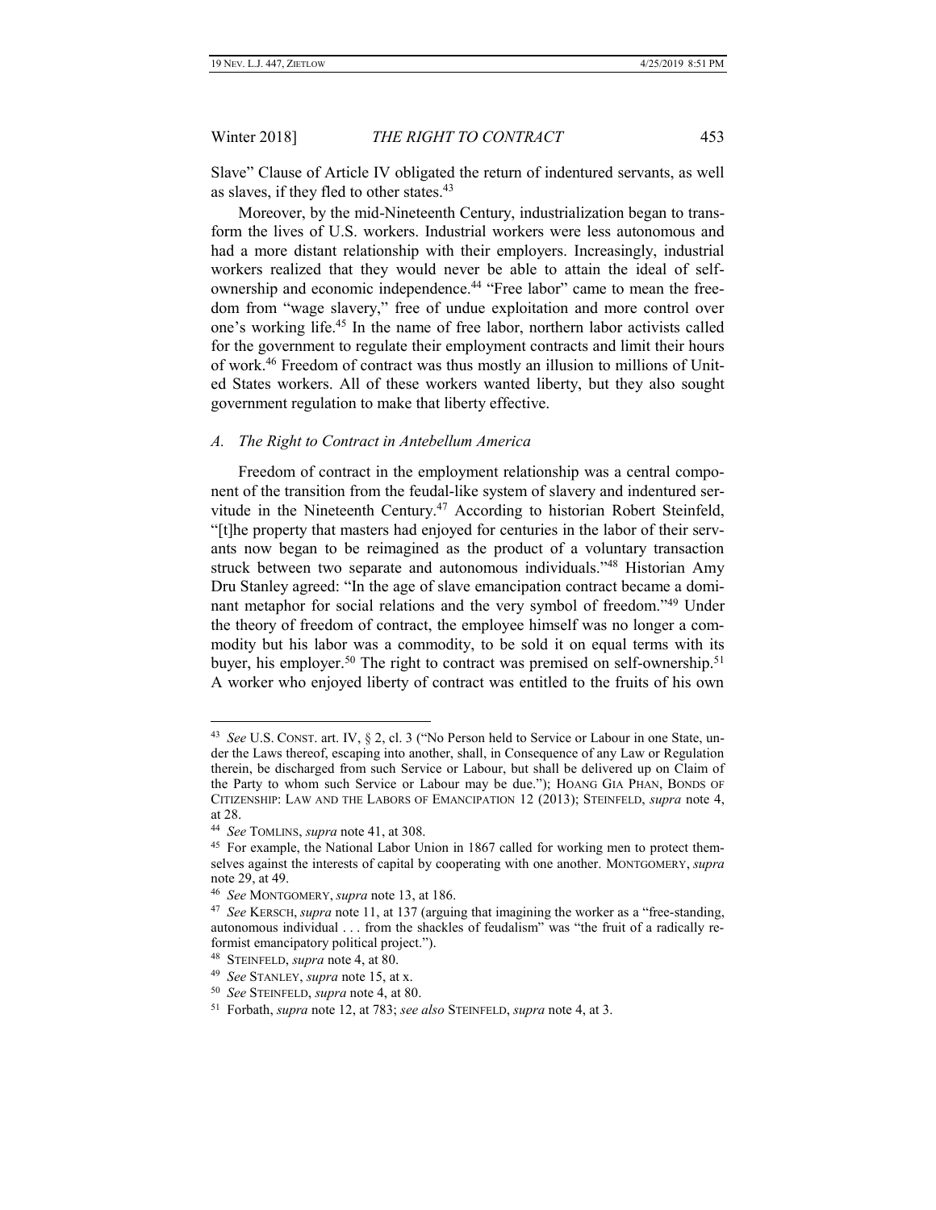Slave" Clause of Article IV obligated the return of indentured servants, as well as slaves, if they fled to other states.[43]

Moreover, by the mid-Nineteenth Century, industrialization began to transform the lives of U.S. workers. Industrial workers were less autonomous and had a more distant relationship with their employers. Increasingly, industrial workers realized that they would never be able to attain the ideal of self-ownership and economic independence.[44] "Free labor" came to mean the freedom from "wage slavery," free of undue exploitation and more control over one's working life.[45] In the name of free labor, northern labor activists called for the government to regulate their employment contracts and limit their hours of work.[46] Freedom of contract was thus mostly an illusion to millions of United States workers. All of these workers wanted liberty, but they also sought government regulation to make that liberty effective.

### *A. The Right to Contract in Antebellum America*

Freedom of contract in the employment relationship was a central component of the transition from the feudal-like system of slavery and indentured servitude in the Nineteenth Century.[47] According to historian Robert Steinfeld, "[t]he property that masters had enjoyed for centuries in the labor of their servants now began to be reimagined as the product of a voluntary transaction struck between two separate and autonomous individuals."[48] Historian Amy Dru Stanley agreed: "In the age of slave emancipation contract became a dominant metaphor for social relations and the very symbol of freedom."[49] Under the theory of freedom of contract, the employee himself was no longer a commodity but his labor was a commodity, to be sold it on equal terms with its buyer, his employer.[50] The right to contract was premised on self-ownership.[51] A worker who enjoyed liberty of contract was entitled to the fruits of his own

---

[43] *See* U.S. CONST. art. IV, § 2, cl. 3 ("No Person held to Service or Labour in one State, under the Laws thereof, escaping into another, shall, in Consequence of any Law or Regulation therein, be discharged from such Service or Labour, but shall be delivered up on Claim of the Party to whom such Service or Labour may be due."); HOANG GIA PHAN, BONDS OF CITIZENSHIP: LAW AND THE LABORS OF EMANCIPATION 12 (2013); STEINFELD, *supra* note 4, at 28.

[44] *See* TOMLINS, *supra* note 41, at 308.

[45] For example, the National Labor Union in 1867 called for working men to protect themselves against the interests of capital by cooperating with one another. MONTGOMERY, *supra* note 29, at 49.

[46] *See* MONTGOMERY, *supra* note 13, at 186.

[47] *See* KERSCH, *supra* note 11, at 137 (arguing that imagining the worker as a "free-standing, autonomous individual . . . from the shackles of feudalism" was "the fruit of a radically reformist emancipatory political project.").

[48] STEINFELD, *supra* note 4, at 80.

[49] *See* STANLEY, *supra* note 15, at x.

[50] *See* STEINFELD, *supra* note 4, at 80.

[51] Forbath, *supra* note 12, at 783; *see also* STEINFELD, *supra* note 4, at 3.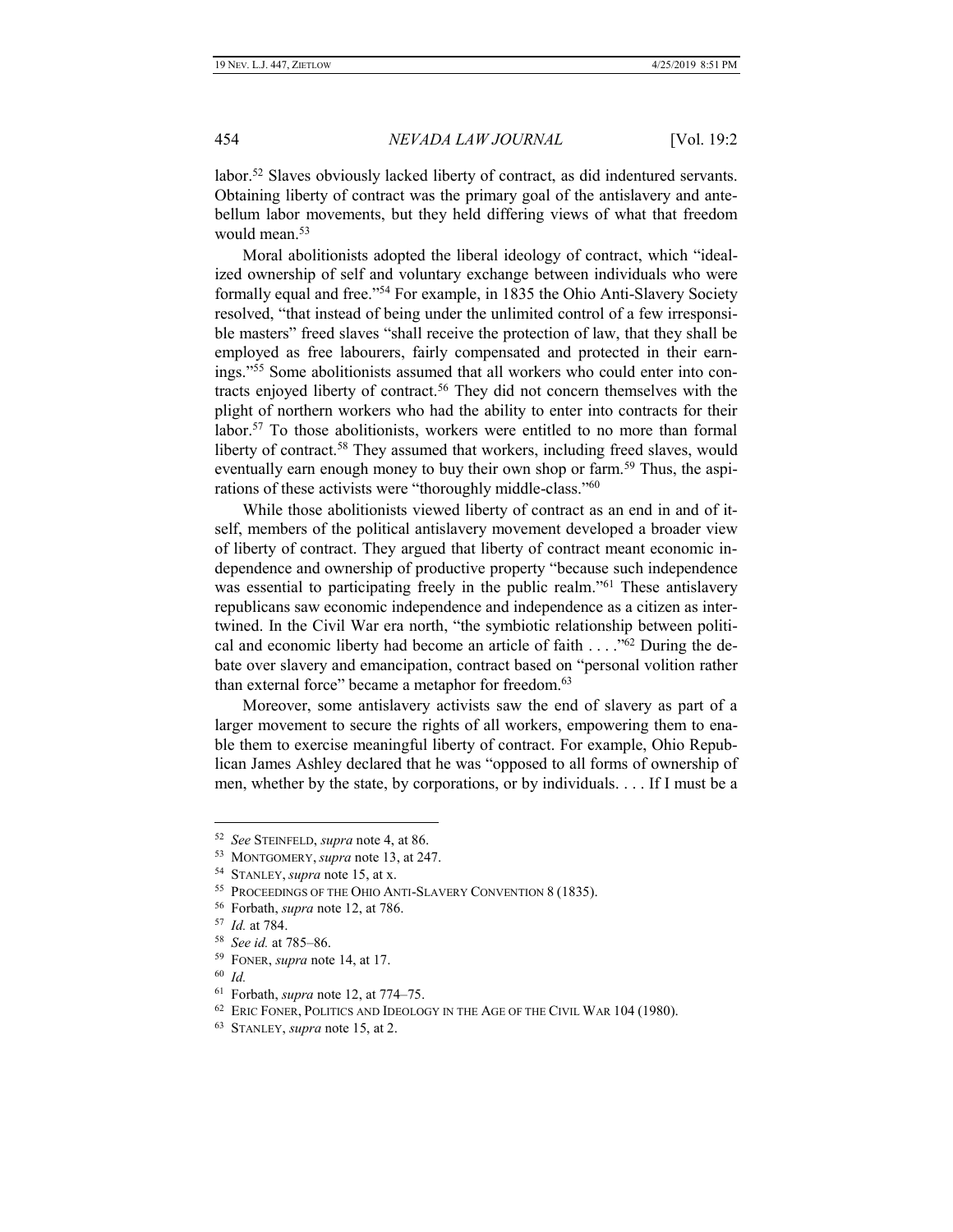labor.[52] Slaves obviously lacked liberty of contract, as did indentured servants. Obtaining liberty of contract was the primary goal of the antislavery and antebellum labor movements, but they held differing views of what that freedom would mean.[53]

Moral abolitionists adopted the liberal ideology of contract, which "idealized ownership of self and voluntary exchange between individuals who were formally equal and free."[54] For example, in 1835 the Ohio Anti-Slavery Society resolved, "that instead of being under the unlimited control of a few irresponsible masters" freed slaves "shall receive the protection of law, that they shall be employed as free labourers, fairly compensated and protected in their earnings."[55] Some abolitionists assumed that all workers who could enter into contracts enjoyed liberty of contract.[56] They did not concern themselves with the plight of northern workers who had the ability to enter into contracts for their labor.[57] To those abolitionists, workers were entitled to no more than formal liberty of contract.[58] They assumed that workers, including freed slaves, would eventually earn enough money to buy their own shop or farm.[59] Thus, the aspirations of these activists were "thoroughly middle-class."[60]

While those abolitionists viewed liberty of contract as an end in and of itself, members of the political antislavery movement developed a broader view of liberty of contract. They argued that liberty of contract meant economic independence and ownership of productive property "because such independence was essential to participating freely in the public realm."[61] These antislavery republicans saw economic independence and independence as a citizen as intertwined. In the Civil War era north, "the symbiotic relationship between political and economic liberty had become an article of faith . . . ."[62] During the debate over slavery and emancipation, contract based on "personal volition rather than external force" became a metaphor for freedom.[63]

Moreover, some antislavery activists saw the end of slavery as part of a larger movement to secure the rights of all workers, empowering them to enable them to exercise meaningful liberty of contract. For example, Ohio Republican James Ashley declared that he was "opposed to all forms of ownership of men, whether by the state, by corporations, or by individuals. . . . If I must be a

---

[52] *See* STEINFELD, *supra* note 4, at 86.

[53] MONTGOMERY, *supra* note 13, at 247.

[54] STANLEY, *supra* note 15, at x.

[55] PROCEEDINGS OF THE OHIO ANTI-SLAVERY CONVENTION 8 (1835).

[56] Forbath, *supra* note 12, at 786.

[57] *Id.* at 784.

[58] *See id.* at 785–86.

[59] FONER, *supra* note 14, at 17.

[60] *Id.*

[61] Forbath, *supra* note 12, at 774–75.

[62] ERIC FONER, POLITICS AND IDEOLOGY IN THE AGE OF THE CIVIL WAR 104 (1980).

[63] STANLEY, *supra* note 15, at 2.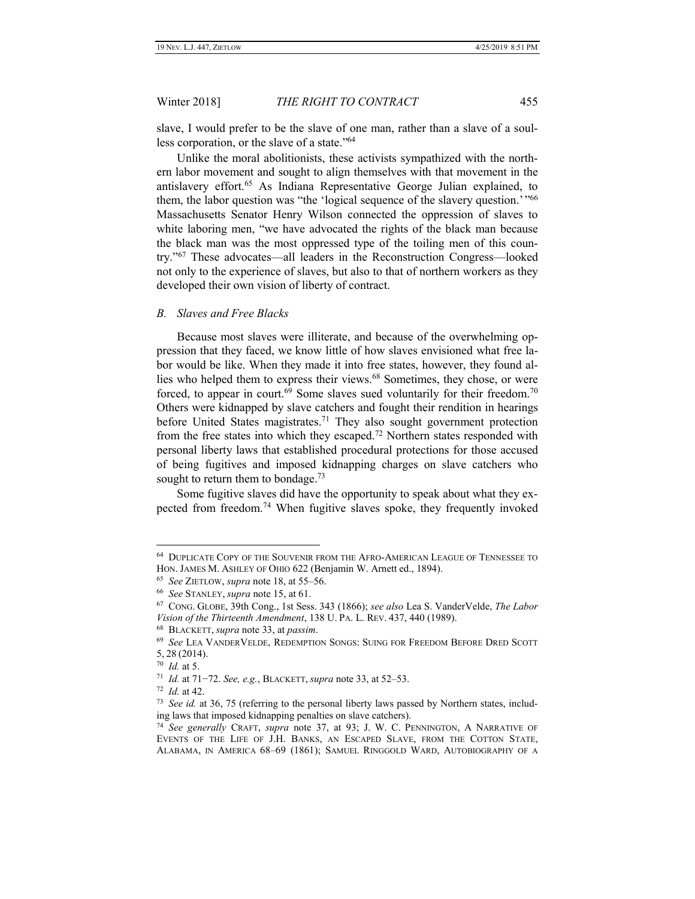slave, I would prefer to be the slave of one man, rather than a slave of a soulless corporation, or the slave of a state."[64]

Unlike the moral abolitionists, these activists sympathized with the northern labor movement and sought to align themselves with that movement in the antislavery effort.[65] As Indiana Representative George Julian explained, to them, the labor question was "the 'logical sequence of the slavery question.'"[66] Massachusetts Senator Henry Wilson connected the oppression of slaves to white laboring men, "we have advocated the rights of the black man because the black man was the most oppressed type of the toiling men of this country."[67] These advocates—all leaders in the Reconstruction Congress—looked not only to the experience of slaves, but also to that of northern workers as they developed their own vision of liberty of contract.

### *B. Slaves and Free Blacks*

Because most slaves were illiterate, and because of the overwhelming oppression that they faced, we know little of how slaves envisioned what free labor would be like. When they made it into free states, however, they found allies who helped them to express their views.[68] Sometimes, they chose, or were forced, to appear in court.[69] Some slaves sued voluntarily for their freedom.[70] Others were kidnapped by slave catchers and fought their rendition in hearings before United States magistrates.[71] They also sought government protection from the free states into which they escaped.[72] Northern states responded with personal liberty laws that established procedural protections for those accused of being fugitives and imposed kidnapping charges on slave catchers who sought to return them to bondage.[73]

Some fugitive slaves did have the opportunity to speak about what they expected from freedom.[74] When fugitive slaves spoke, they frequently invoked

---

[64] DUPLICATE COPY OF THE SOUVENIR FROM THE AFRO-AMERICAN LEAGUE OF TENNESSEE TO HON. JAMES M. ASHLEY OF OHIO 622 (Benjamin W. Arnett ed., 1894).

[65] *See* ZIETLOW, *supra* note 18, at 55–56.

[66] *See* STANLEY, *supra* note 15, at 61.

[67] CONG. GLOBE, 39th Cong., 1st Sess. 343 (1866); *see also* Lea S. VanderVelde, *The Labor Vision of the Thirteenth Amendment*, 138 U. PA. L. REV. 437, 440 (1989).

[68] BLACKETT, *supra* note 33, at *passim*.

[69] *See* LEA VANDERVELDE, REDEMPTION SONGS: SUING FOR FREEDOM BEFORE DRED SCOTT 5, 28 (2014).

[70] *Id.* at 5.

[71] *Id.* at 71−72. *See, e.g.*, BLACKETT, *supra* note 33, at 52–53.

[72] *Id.* at 42.

[73] *See id.* at 36, 75 (referring to the personal liberty laws passed by Northern states, including laws that imposed kidnapping penalties on slave catchers).

[74] *See generally* CRAFT, *supra* note 37, at 93; J. W. C. PENNINGTON, A NARRATIVE OF EVENTS OF THE LIFE OF J.H. BANKS, AN ESCAPED SLAVE, FROM THE COTTON STATE, ALABAMA, IN AMERICA 68–69 (1861); SAMUEL RINGGOLD WARD, AUTOBIOGRAPHY OF A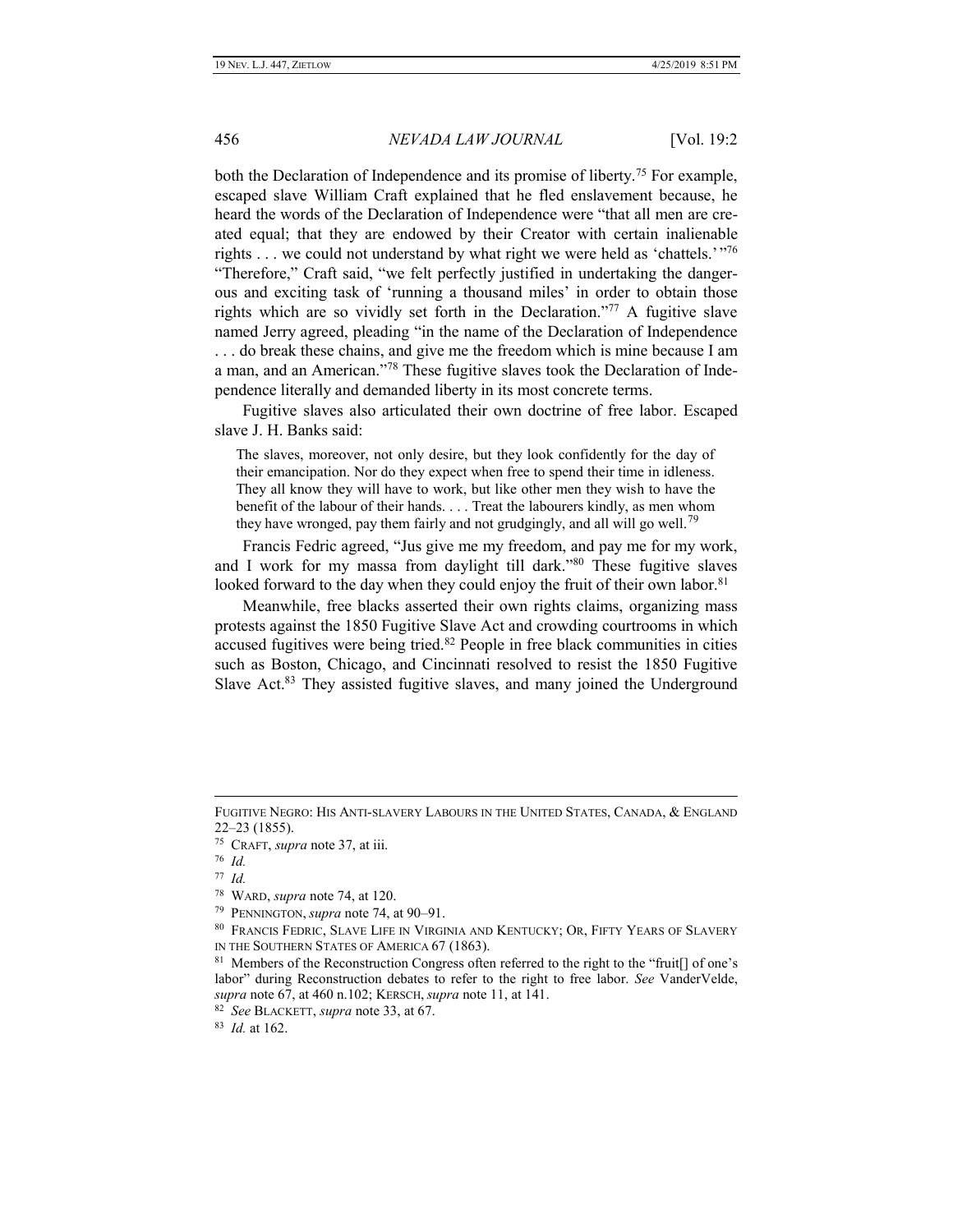both the Declaration of Independence and its promise of liberty.[75] For example, escaped slave William Craft explained that he fled enslavement because, he heard the words of the Declaration of Independence were "that all men are created equal; that they are endowed by their Creator with certain inalienable rights . . . we could not understand by what right we were held as 'chattels.'"[76] "Therefore," Craft said, "we felt perfectly justified in undertaking the dangerous and exciting task of 'running a thousand miles' in order to obtain those rights which are so vividly set forth in the Declaration."[77] A fugitive slave named Jerry agreed, pleading "in the name of the Declaration of Independence . . . do break these chains, and give me the freedom which is mine because I am a man, and an American."[78] These fugitive slaves took the Declaration of Independence literally and demanded liberty in its most concrete terms.

Fugitive slaves also articulated their own doctrine of free labor. Escaped slave J. H. Banks said:

> The slaves, moreover, not only desire, but they look confidently for the day of their emancipation. Nor do they expect when free to spend their time in idleness. They all know they will have to work, but like other men they wish to have the benefit of the labour of their hands. . . . Treat the labourers kindly, as men whom they have wronged, pay them fairly and not grudgingly, and all will go well.[79]

Francis Fedric agreed, "Jus give me my freedom, and pay me for my work, and I work for my massa from daylight till dark."[80] These fugitive slaves looked forward to the day when they could enjoy the fruit of their own labor.[81]

Meanwhile, free blacks asserted their own rights claims, organizing mass protests against the 1850 Fugitive Slave Act and crowding courtrooms in which accused fugitives were being tried.[82] People in free black communities in cities such as Boston, Chicago, and Cincinnati resolved to resist the 1850 Fugitive Slave Act.[83] They assisted fugitive slaves, and many joined the Underground

---

FUGITIVE NEGRO: HIS ANTI-SLAVERY LABOURS IN THE UNITED STATES, CANADA, & ENGLAND 22–23 (1855).

[75] CRAFT, *supra* note 37, at iii.

[76] *Id.*

[77] *Id.*

[78] WARD, *supra* note 74, at 120.

[79] PENNINGTON, *supra* note 74, at 90–91.

[80] FRANCIS FEDRIC, SLAVE LIFE IN VIRGINIA AND KENTUCKY; OR, FIFTY YEARS OF SLAVERY IN THE SOUTHERN STATES OF AMERICA 67 (1863).

[81] Members of the Reconstruction Congress often referred to the right to the "fruit[] of one's labor" during Reconstruction debates to refer to the right to free labor. *See* VanderVelde, *supra* note 67, at 460 n.102; KERSCH, *supra* note 11, at 141.

[82] *See* BLACKETT, *supra* note 33, at 67.

[83] *Id.* at 162.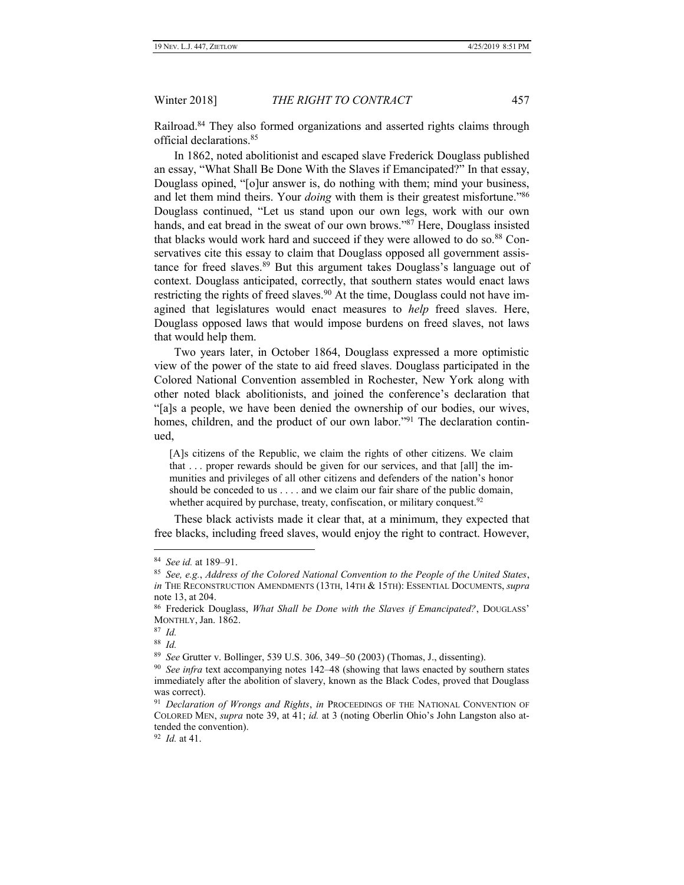Railroad.[84] They also formed organizations and asserted rights claims through official declarations.[85]

In 1862, noted abolitionist and escaped slave Frederick Douglass published an essay, "What Shall Be Done With the Slaves if Emancipated?" In that essay, Douglass opined, "[o]ur answer is, do nothing with them; mind your business, and let them mind theirs. Your *doing* with them is their greatest misfortune."[86] Douglass continued, "Let us stand upon our own legs, work with our own hands, and eat bread in the sweat of our own brows."[87] Here, Douglass insisted that blacks would work hard and succeed if they were allowed to do so.[88] Conservatives cite this essay to claim that Douglass opposed all government assistance for freed slaves.[89] But this argument takes Douglass's language out of context. Douglass anticipated, correctly, that southern states would enact laws restricting the rights of freed slaves.[90] At the time, Douglass could not have imagined that legislatures would enact measures to *help* freed slaves. Here, Douglass opposed laws that would impose burdens on freed slaves, not laws that would help them.

Two years later, in October 1864, Douglass expressed a more optimistic view of the power of the state to aid freed slaves. Douglass participated in the Colored National Convention assembled in Rochester, New York along with other noted black abolitionists, and joined the conference's declaration that "[a]s a people, we have been denied the ownership of our bodies, our wives, homes, children, and the product of our own labor."[91] The declaration continued,

> [A]s citizens of the Republic, we claim the rights of other citizens. We claim that . . . proper rewards should be given for our services, and that [all] the immunities and privileges of all other citizens and defenders of the nation's honor should be conceded to us . . . . and we claim our fair share of the public domain, whether acquired by purchase, treaty, confiscation, or military conquest.[92]

These black activists made it clear that, at a minimum, they expected that free blacks, including freed slaves, would enjoy the right to contract. However,

---

[84] *See id.* at 189–91.

[85] *See, e.g.*, *Address of the Colored National Convention to the People of the United States*, *in* THE RECONSTRUCTION AMENDMENTS (13TH, 14TH & 15TH): ESSENTIAL DOCUMENTS, *supra* note 13, at 204.

[86] Frederick Douglass, *What Shall be Done with the Slaves if Emancipated?*, DOUGLASS' MONTHLY, Jan. 1862.

[87] *Id.*

[88] *Id.*

[89] *See* Grutter v. Bollinger, 539 U.S. 306, 349–50 (2003) (Thomas, J., dissenting).

[90] *See infra* text accompanying notes 142–48 (showing that laws enacted by southern states immediately after the abolition of slavery, known as the Black Codes, proved that Douglass was correct).

[91] *Declaration of Wrongs and Rights*, *in* PROCEEDINGS OF THE NATIONAL CONVENTION OF COLORED MEN, *supra* note 39, at 41; *id.* at 3 (noting Oberlin Ohio's John Langston also attended the convention).

[92] *Id.* at 41.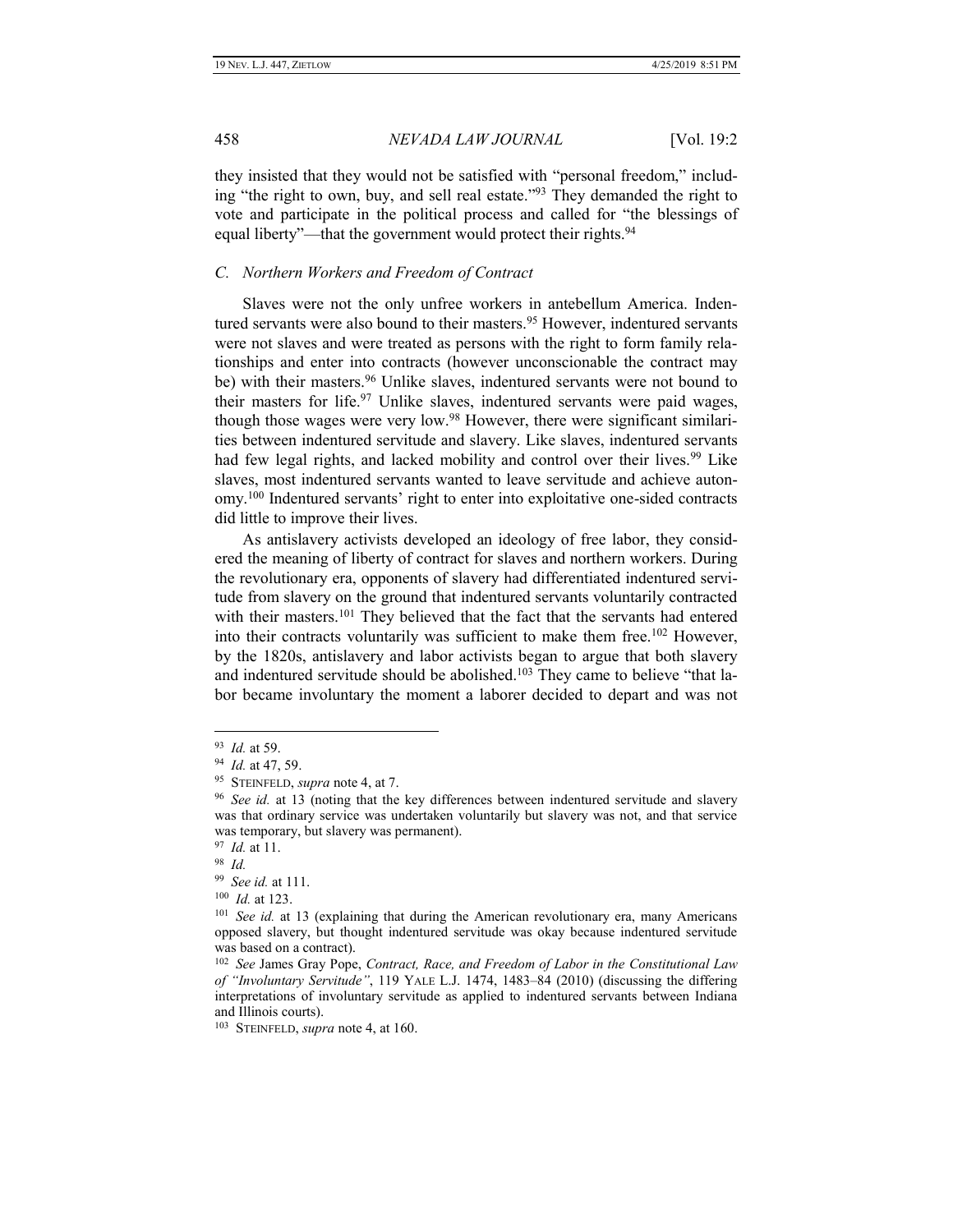they insisted that they would not be satisfied with "personal freedom," including "the right to own, buy, and sell real estate."[93] They demanded the right to vote and participate in the political process and called for "the blessings of equal liberty"—that the government would protect their rights.[94]

### *C. Northern Workers and Freedom of Contract*

Slaves were not the only unfree workers in antebellum America. Indentured servants were also bound to their masters.[95] However, indentured servants were not slaves and were treated as persons with the right to form family relationships and enter into contracts (however unconscionable the contract may be) with their masters.[96] Unlike slaves, indentured servants were not bound to their masters for life.[97] Unlike slaves, indentured servants were paid wages, though those wages were very low.[98] However, there were significant similarities between indentured servitude and slavery. Like slaves, indentured servants had few legal rights, and lacked mobility and control over their lives.[99] Like slaves, most indentured servants wanted to leave servitude and achieve autonomy.[100] Indentured servants' right to enter into exploitative one-sided contracts did little to improve their lives.

As antislavery activists developed an ideology of free labor, they considered the meaning of liberty of contract for slaves and northern workers. During the revolutionary era, opponents of slavery had differentiated indentured servitude from slavery on the ground that indentured servants voluntarily contracted with their masters.[101] They believed that the fact that the servants had entered into their contracts voluntarily was sufficient to make them free.[102] However, by the 1820s, antislavery and labor activists began to argue that both slavery and indentured servitude should be abolished.[103] They came to believe "that labor became involuntary the moment a laborer decided to depart and was not

---

93 *Id.* at 59.

94 *Id.* at 47, 59.

95 STEINFELD, *supra* note 4, at 7.

96 *See id.* at 13 (noting that the key differences between indentured servitude and slavery was that ordinary service was undertaken voluntarily but slavery was not, and that service was temporary, but slavery was permanent).

97 *Id.* at 11.

98 *Id.*

99 *See id.* at 111.

100 *Id.* at 123.

101 *See id.* at 13 (explaining that during the American revolutionary era, many Americans opposed slavery, but thought indentured servitude was okay because indentured servitude was based on a contract).

102 *See* James Gray Pope, *Contract, Race, and Freedom of Labor in the Constitutional Law of "Involuntary Servitude"*, 119 YALE L.J. 1474, 1483–84 (2010) (discussing the differing interpretations of involuntary servitude as applied to indentured servants between Indiana and Illinois courts).

103 STEINFELD, *supra* note 4, at 160.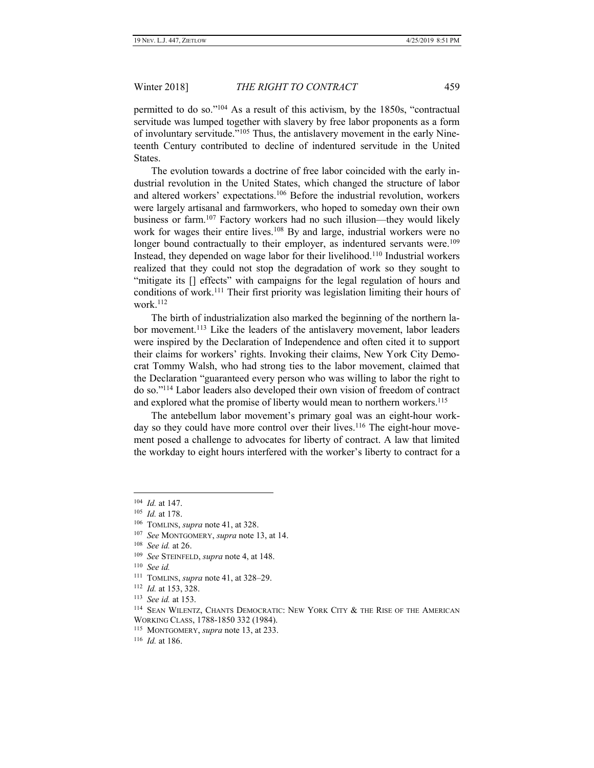permitted to do so."[104] As a result of this activism, by the 1850s, "contractual servitude was lumped together with slavery by free labor proponents as a form of involuntary servitude."[105] Thus, the antislavery movement in the early Nineteenth Century contributed to decline of indentured servitude in the United States.

The evolution towards a doctrine of free labor coincided with the early industrial revolution in the United States, which changed the structure of labor and altered workers' expectations.[106] Before the industrial revolution, workers were largely artisanal and farmworkers, who hoped to someday own their own business or farm.[107] Factory workers had no such illusion—they would likely work for wages their entire lives.[108] By and large, industrial workers were no longer bound contractually to their employer, as indentured servants were.[109] Instead, they depended on wage labor for their livelihood.[110] Industrial workers realized that they could not stop the degradation of work so they sought to "mitigate its [] effects" with campaigns for the legal regulation of hours and conditions of work.[111] Their first priority was legislation limiting their hours of work.[112]

The birth of industrialization also marked the beginning of the northern labor movement.[113] Like the leaders of the antislavery movement, labor leaders were inspired by the Declaration of Independence and often cited it to support their claims for workers' rights. Invoking their claims, New York City Democrat Tommy Walsh, who had strong ties to the labor movement, claimed that the Declaration "guaranteed every person who was willing to labor the right to do so."[114] Labor leaders also developed their own vision of freedom of contract and explored what the promise of liberty would mean to northern workers.[115]

The antebellum labor movement's primary goal was an eight-hour workday so they could have more control over their lives.[116] The eight-hour movement posed a challenge to advocates for liberty of contract. A law that limited the workday to eight hours interfered with the worker's liberty to contract for a

---

[104] *Id.* at 147.

[105] *Id.* at 178.

[106] TOMLINS, *supra* note 41, at 328.

[107] *See* MONTGOMERY, *supra* note 13, at 14.

[108] *See id.* at 26.

[109] *See* STEINFELD, *supra* note 4, at 148.

[110] *See id.*

[111] TOMLINS, *supra* note 41, at 328–29.

[112] *Id.* at 153, 328.

[113] *See id.* at 153.

[114] SEAN WILENTZ, CHANTS DEMOCRATIC: NEW YORK CITY & THE RISE OF THE AMERICAN WORKING CLASS, 1788-1850 332 (1984).

[115] MONTGOMERY, *supra* note 13, at 233.

[116] *Id.* at 186.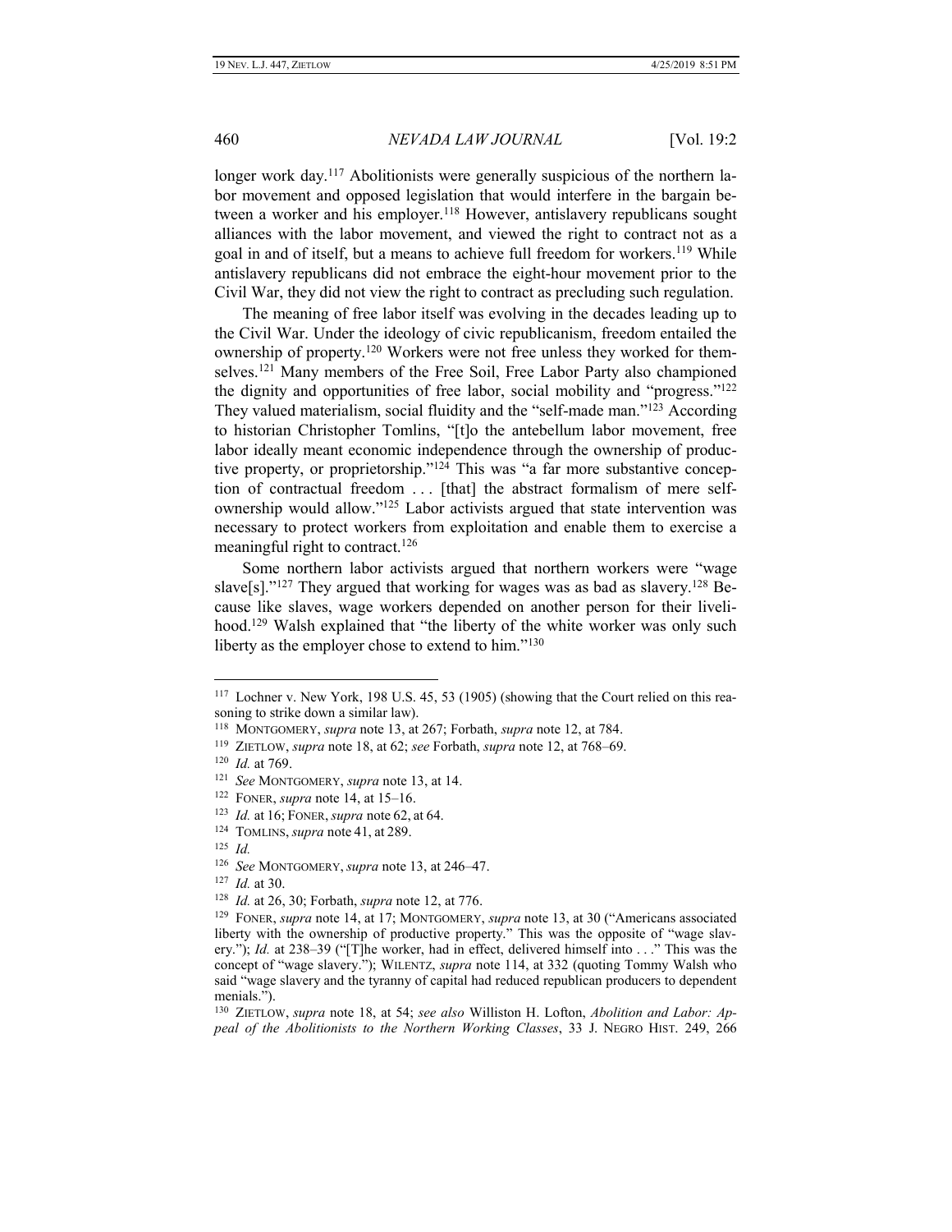longer work day.[117] Abolitionists were generally suspicious of the northern labor movement and opposed legislation that would interfere in the bargain between a worker and his employer.[118] However, antislavery republicans sought alliances with the labor movement, and viewed the right to contract not as a goal in and of itself, but a means to achieve full freedom for workers.[119] While antislavery republicans did not embrace the eight-hour movement prior to the Civil War, they did not view the right to contract as precluding such regulation.

The meaning of free labor itself was evolving in the decades leading up to the Civil War. Under the ideology of civic republicanism, freedom entailed the ownership of property.[120] Workers were not free unless they worked for themselves.[121] Many members of the Free Soil, Free Labor Party also championed the dignity and opportunities of free labor, social mobility and "progress."[122] They valued materialism, social fluidity and the "self-made man."[123] According to historian Christopher Tomlins, "[t]o the antebellum labor movement, free labor ideally meant economic independence through the ownership of productive property, or proprietorship."[124] This was "a far more substantive conception of contractual freedom . . . [that] the abstract formalism of mere self-ownership would allow."[125] Labor activists argued that state intervention was necessary to protect workers from exploitation and enable them to exercise a meaningful right to contract.[126]

Some northern labor activists argued that northern workers were "wage slave[s]."[127] They argued that working for wages was as bad as slavery.[128] Because like slaves, wage workers depended on another person for their livelihood.[129] Walsh explained that "the liberty of the white worker was only such liberty as the employer chose to extend to him."[130]

---

[117] Lochner v. New York, 198 U.S. 45, 53 (1905) (showing that the Court relied on this reasoning to strike down a similar law).

[118] MONTGOMERY, *supra* note 13, at 267; Forbath, *supra* note 12, at 784.

[119] ZIETLOW, *supra* note 18, at 62; *see* Forbath, *supra* note 12, at 768–69.

[120] *Id.* at 769.

[121] *See* MONTGOMERY, *supra* note 13, at 14.

[122] FONER, *supra* note 14, at 15–16.

[123] *Id.* at 16; FONER, *supra* note 62, at 64.

[124] TOMLINS, *supra* note 41, at 289.

[125] *Id.*

[126] *See* MONTGOMERY, *supra* note 13, at 246–47.

[127] *Id.* at 30.

[128] *Id.* at 26, 30; Forbath, *supra* note 12, at 776.

[129] FONER, *supra* note 14, at 17; MONTGOMERY, *supra* note 13, at 30 ("Americans associated liberty with the ownership of productive property." This was the opposite of "wage slavery."); *Id.* at 238–39 ("[T]he worker, had in effect, delivered himself into . . ." This was the concept of "wage slavery."); WILENTZ, *supra* note 114, at 332 (quoting Tommy Walsh who said "wage slavery and the tyranny of capital had reduced republican producers to dependent menials.").

[130] ZIETLOW, *supra* note 18, at 54; *see also* Williston H. Lofton, *Abolition and Labor: Appeal of the Abolitionists to the Northern Working Classes*, 33 J. NEGRO HIST. 249, 266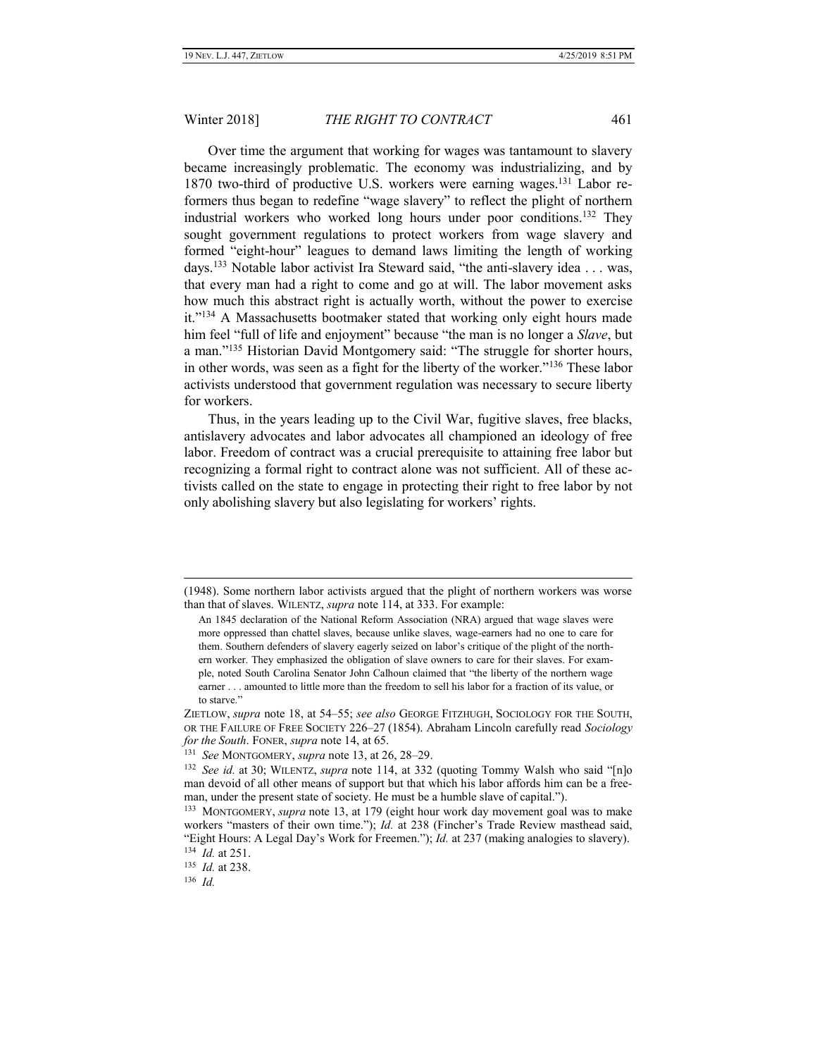Over time the argument that working for wages was tantamount to slavery became increasingly problematic. The economy was industrializing, and by 1870 two-third of productive U.S. workers were earning wages.[131] Labor reformers thus began to redefine "wage slavery" to reflect the plight of northern industrial workers who worked long hours under poor conditions.[132] They sought government regulations to protect workers from wage slavery and formed "eight-hour" leagues to demand laws limiting the length of working days.[133] Notable labor activist Ira Steward said, "the anti-slavery idea . . . was, that every man had a right to come and go at will. The labor movement asks how much this abstract right is actually worth, without the power to exercise it."[134] A Massachusetts bootmaker stated that working only eight hours made him feel "full of life and enjoyment" because "the man is no longer a *Slave*, but a man."[135] Historian David Montgomery said: "The struggle for shorter hours, in other words, was seen as a fight for the liberty of the worker."[136] These labor activists understood that government regulation was necessary to secure liberty for workers.

Thus, in the years leading up to the Civil War, fugitive slaves, free blacks, antislavery advocates and labor advocates all championed an ideology of free labor. Freedom of contract was a crucial prerequisite to attaining free labor but recognizing a formal right to contract alone was not sufficient. All of these activists called on the state to engage in protecting their right to free labor by not only abolishing slavery but also legislating for workers' rights.

---

(1948). Some northern labor activists argued that the plight of northern workers was worse than that of slaves. WILENTZ, *supra* note 114, at 333. For example:

> An 1845 declaration of the National Reform Association (NRA) argued that wage slaves were more oppressed than chattel slaves, because unlike slaves, wage-earners had no one to care for them. Southern defenders of slavery eagerly seized on labor's critique of the plight of the northern worker. They emphasized the obligation of slave owners to care for their slaves. For example, noted South Carolina Senator John Calhoun claimed that "the liberty of the northern wage earner . . . amounted to little more than the freedom to sell his labor for a fraction of its value, or to starve."

ZIETLOW, *supra* note 18, at 54–55; *see also* GEORGE FITZHUGH, SOCIOLOGY FOR THE SOUTH, OR THE FAILURE OF FREE SOCIETY 226–27 (1854). Abraham Lincoln carefully read *Sociology for the South*. FONER, *supra* note 14, at 65.

[131] *See* MONTGOMERY, *supra* note 13, at 26, 28–29.

[132] *See id.* at 30; WILENTZ, *supra* note 114, at 332 (quoting Tommy Walsh who said "[n]o man devoid of all other means of support but that which his labor affords him can be a freeman, under the present state of society. He must be a humble slave of capital.").

[133] MONTGOMERY, *supra* note 13, at 179 (eight hour work day movement goal was to make workers "masters of their own time."); *Id.* at 238 (Fincher's Trade Review masthead said, "Eight Hours: A Legal Day's Work for Freemen."); *Id.* at 237 (making analogies to slavery).

[134] *Id.* at 251.

[135] *Id.* at 238.

[136] *Id.*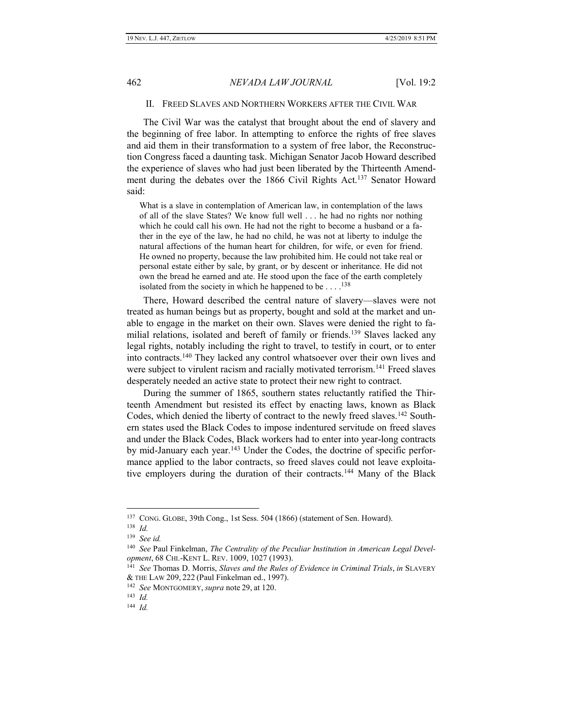## II. Freed Slaves and Northern Workers after the Civil War

The Civil War was the catalyst that brought about the end of slavery and the beginning of free labor. In attempting to enforce the rights of free slaves and aid them in their transformation to a system of free labor, the Reconstruction Congress faced a daunting task. Michigan Senator Jacob Howard described the experience of slaves who had just been liberated by the Thirteenth Amendment during the debates over the 1866 Civil Rights Act.[137] Senator Howard said:

> What is a slave in contemplation of American law, in contemplation of the laws of all of the slave States? We know full well . . . he had no rights nor nothing which he could call his own. He had not the right to become a husband or a father in the eye of the law, he had no child, he was not at liberty to indulge the natural affections of the human heart for children, for wife, or even for friend. He owned no property, because the law prohibited him. He could not take real or personal estate either by sale, by grant, or by descent or inheritance. He did not own the bread he earned and ate. He stood upon the face of the earth completely isolated from the society in which he happened to be . . . .[138]

There, Howard described the central nature of slavery—slaves were not treated as human beings but as property, bought and sold at the market and unable to engage in the market on their own. Slaves were denied the right to familial relations, isolated and bereft of family or friends.[139] Slaves lacked any legal rights, notably including the right to travel, to testify in court, or to enter into contracts.[140] They lacked any control whatsoever over their own lives and were subject to virulent racism and racially motivated terrorism.[141] Freed slaves desperately needed an active state to protect their new right to contract.

During the summer of 1865, southern states reluctantly ratified the Thirteenth Amendment but resisted its effect by enacting laws, known as Black Codes, which denied the liberty of contract to the newly freed slaves.[142] Southern states used the Black Codes to impose indentured servitude on freed slaves and under the Black Codes, Black workers had to enter into year-long contracts by mid-January each year.[143] Under the Codes, the doctrine of specific performance applied to the labor contracts, so freed slaves could not leave exploitative employers during the duration of their contracts.[144] Many of the Black

---

[137] Cong. Globe, 39th Cong., 1st Sess. 504 (1866) (statement of Sen. Howard).

[138] *Id.*

[139] *See id.*

[140] *See* Paul Finkelman, *The Centrality of the Peculiar Institution in American Legal Development*, 68 Chi.-Kent L. Rev. 1009, 1027 (1993).

[141] *See* Thomas D. Morris, *Slaves and the Rules of Evidence in Criminal Trials*, *in* Slavery & the Law 209, 222 (Paul Finkelman ed., 1997).

[142] *See* Montgomery, *supra* note 29, at 120.

[143] *Id.*

[144] *Id.*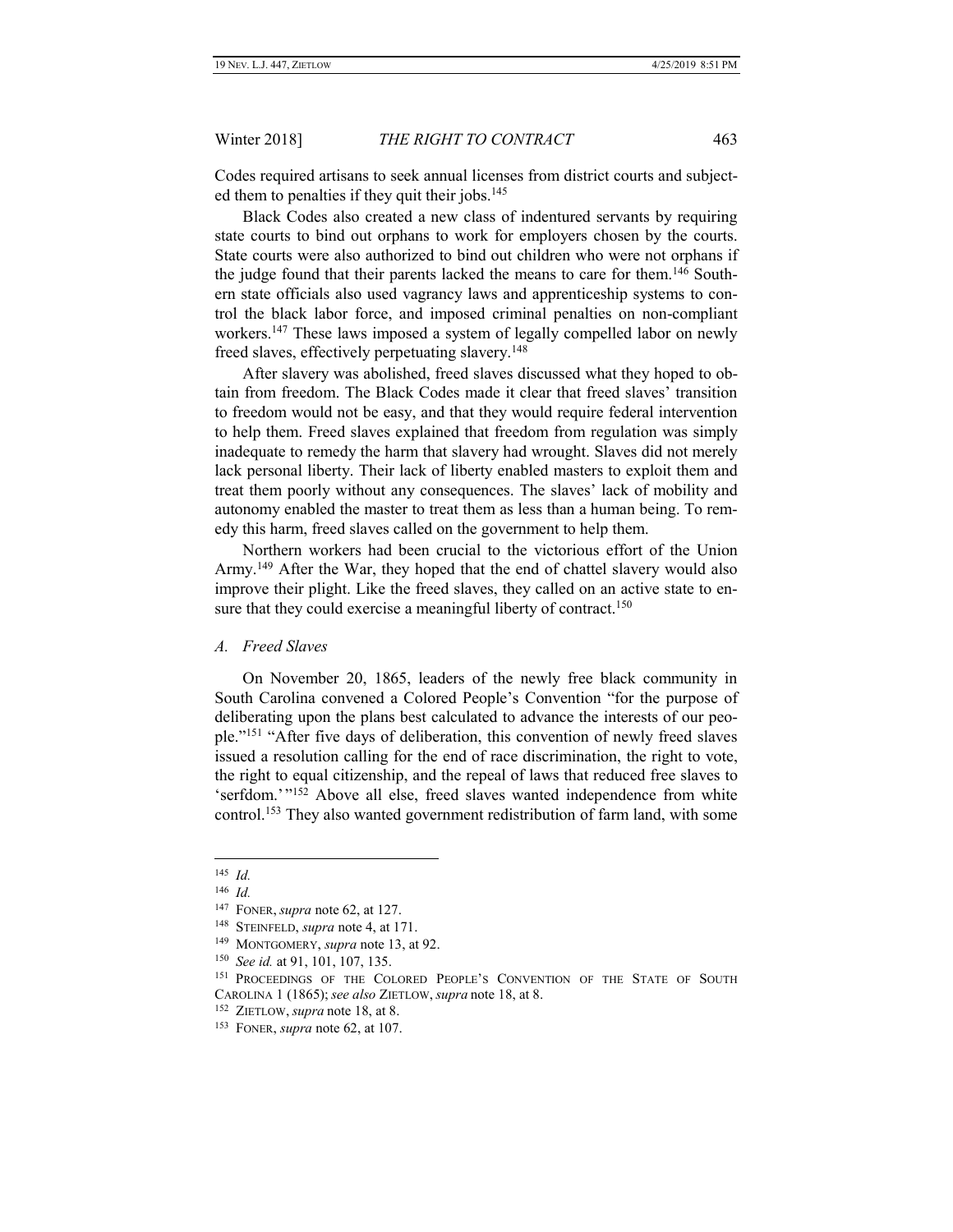Codes required artisans to seek annual licenses from district courts and subjected them to penalties if they quit their jobs.[145]

Black Codes also created a new class of indentured servants by requiring state courts to bind out orphans to work for employers chosen by the courts. State courts were also authorized to bind out children who were not orphans if the judge found that their parents lacked the means to care for them.[146] Southern state officials also used vagrancy laws and apprenticeship systems to control the black labor force, and imposed criminal penalties on non-compliant workers.[147] These laws imposed a system of legally compelled labor on newly freed slaves, effectively perpetuating slavery.[148]

After slavery was abolished, freed slaves discussed what they hoped to obtain from freedom. The Black Codes made it clear that freed slaves' transition to freedom would not be easy, and that they would require federal intervention to help them. Freed slaves explained that freedom from regulation was simply inadequate to remedy the harm that slavery had wrought. Slaves did not merely lack personal liberty. Their lack of liberty enabled masters to exploit them and treat them poorly without any consequences. The slaves' lack of mobility and autonomy enabled the master to treat them as less than a human being. To remedy this harm, freed slaves called on the government to help them.

Northern workers had been crucial to the victorious effort of the Union Army.[149] After the War, they hoped that the end of chattel slavery would also improve their plight. Like the freed slaves, they called on an active state to ensure that they could exercise a meaningful liberty of contract.[150]

### *A. Freed Slaves*

On November 20, 1865, leaders of the newly free black community in South Carolina convened a Colored People's Convention "for the purpose of deliberating upon the plans best calculated to advance the interests of our people."[151] "After five days of deliberation, this convention of newly freed slaves issued a resolution calling for the end of race discrimination, the right to vote, the right to equal citizenship, and the repeal of laws that reduced free slaves to 'serfdom.'"[152] Above all else, freed slaves wanted independence from white control.[153] They also wanted government redistribution of farm land, with some

---

[145] *Id.*

[146] *Id.*

[147] FONER, *supra* note 62, at 127.

[148] STEINFELD, *supra* note 4, at 171.

[149] MONTGOMERY, *supra* note 13, at 92.

[150] *See id.* at 91, 101, 107, 135.

[151] PROCEEDINGS OF THE COLORED PEOPLE'S CONVENTION OF THE STATE OF SOUTH CAROLINA 1 (1865); *see also* ZIETLOW, *supra* note 18, at 8.

[152] ZIETLOW, *supra* note 18, at 8.

[153] FONER, *supra* note 62, at 107.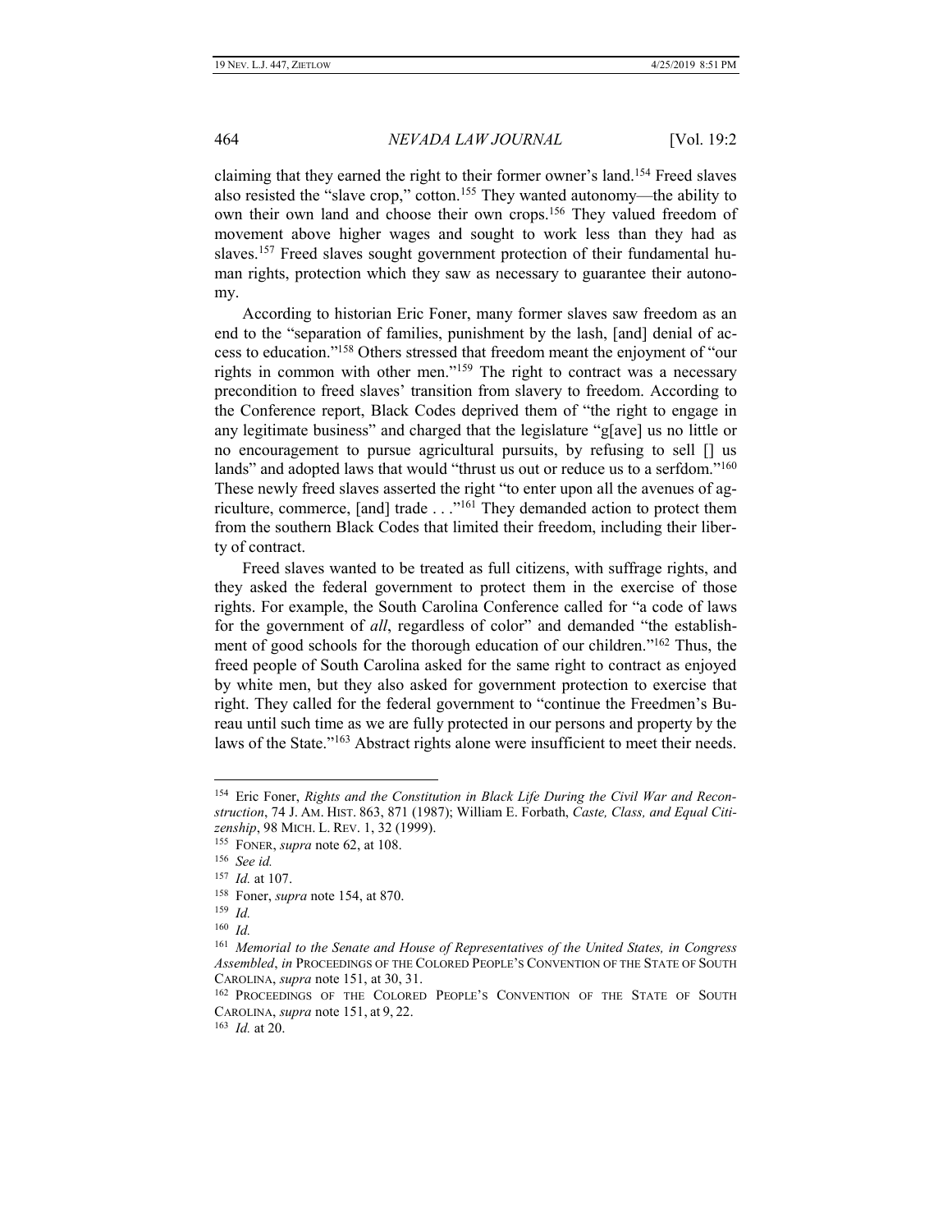claiming that they earned the right to their former owner's land.[154] Freed slaves also resisted the "slave crop," cotton.[155] They wanted autonomy—the ability to own their own land and choose their own crops.[156] They valued freedom of movement above higher wages and sought to work less than they had as slaves.[157] Freed slaves sought government protection of their fundamental human rights, protection which they saw as necessary to guarantee their autonomy.

According to historian Eric Foner, many former slaves saw freedom as an end to the "separation of families, punishment by the lash, [and] denial of access to education."[158] Others stressed that freedom meant the enjoyment of "our rights in common with other men."[159] The right to contract was a necessary precondition to freed slaves' transition from slavery to freedom. According to the Conference report, Black Codes deprived them of "the right to engage in any legitimate business" and charged that the legislature "g[ave] us no little or no encouragement to pursue agricultural pursuits, by refusing to sell [] us lands" and adopted laws that would "thrust us out or reduce us to a serfdom."[160] These newly freed slaves asserted the right "to enter upon all the avenues of agriculture, commerce, [and] trade . . ."[161] They demanded action to protect them from the southern Black Codes that limited their freedom, including their liberty of contract.

Freed slaves wanted to be treated as full citizens, with suffrage rights, and they asked the federal government to protect them in the exercise of those rights. For example, the South Carolina Conference called for "a code of laws for the government of *all*, regardless of color" and demanded "the establishment of good schools for the thorough education of our children."[162] Thus, the freed people of South Carolina asked for the same right to contract as enjoyed by white men, but they also asked for government protection to exercise that right. They called for the federal government to "continue the Freedmen's Bureau until such time as we are fully protected in our persons and property by the laws of the State."[163] Abstract rights alone were insufficient to meet their needs.

---

[154] Eric Foner, *Rights and the Constitution in Black Life During the Civil War and Reconstruction*, 74 J. AM. HIST. 863, 871 (1987); William E. Forbath, *Caste, Class, and Equal Citizenship*, 98 MICH. L. REV. 1, 32 (1999).

[155] FONER, *supra* note 62, at 108.

[156] *See id.*

[157] *Id.* at 107.

[158] Foner, *supra* note 154, at 870.

[159] *Id.*

[160] *Id.*

[161] *Memorial to the Senate and House of Representatives of the United States, in Congress Assembled*, *in* PROCEEDINGS OF THE COLORED PEOPLE'S CONVENTION OF THE STATE OF SOUTH CAROLINA, *supra* note 151, at 30, 31.

[162] PROCEEDINGS OF THE COLORED PEOPLE'S CONVENTION OF THE STATE OF SOUTH CAROLINA, *supra* note 151, at 9, 22.

[163] *Id.* at 20.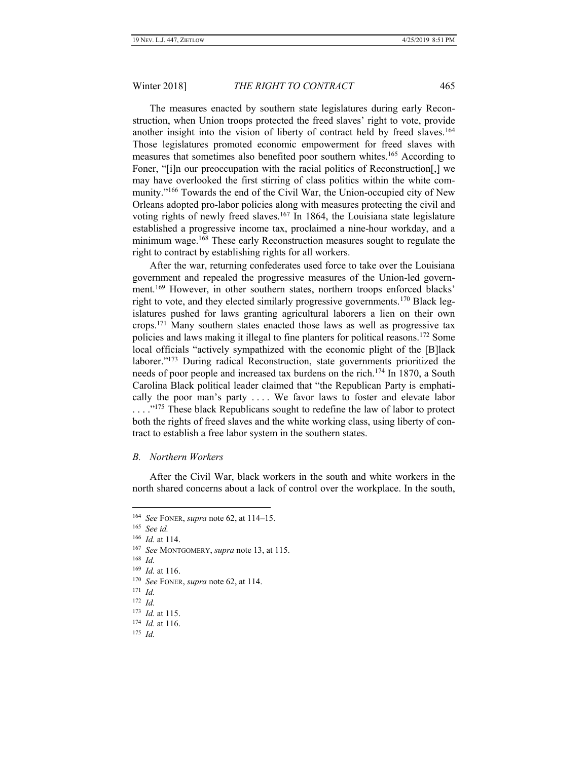The measures enacted by southern state legislatures during early Reconstruction, when Union troops protected the freed slaves' right to vote, provide another insight into the vision of liberty of contract held by freed slaves.[164] Those legislatures promoted economic empowerment for freed slaves with measures that sometimes also benefited poor southern whites.[165] According to Foner, "[i]n our preoccupation with the racial politics of Reconstruction[,] we may have overlooked the first stirring of class politics within the white community."[166] Towards the end of the Civil War, the Union-occupied city of New Orleans adopted pro-labor policies along with measures protecting the civil and voting rights of newly freed slaves.[167] In 1864, the Louisiana state legislature established a progressive income tax, proclaimed a nine-hour workday, and a minimum wage.[168] These early Reconstruction measures sought to regulate the right to contract by establishing rights for all workers.

After the war, returning confederates used force to take over the Louisiana government and repealed the progressive measures of the Union-led government.[169] However, in other southern states, northern troops enforced blacks' right to vote, and they elected similarly progressive governments.[170] Black legislatures pushed for laws granting agricultural laborers a lien on their own crops.[171] Many southern states enacted those laws as well as progressive tax policies and laws making it illegal to fine planters for political reasons.[172] Some local officials "actively sympathized with the economic plight of the [B]lack laborer."[173] During radical Reconstruction, state governments prioritized the needs of poor people and increased tax burdens on the rich.[174] In 1870, a South Carolina Black political leader claimed that "the Republican Party is emphatically the poor man's party . . . . We favor laws to foster and elevate labor . . . ."[175] These black Republicans sought to redefine the law of labor to protect both the rights of freed slaves and the white working class, using liberty of contract to establish a free labor system in the southern states.

### *B. Northern Workers*

After the Civil War, black workers in the south and white workers in the north shared concerns about a lack of control over the workplace. In the south,

---

[164] *See* FONER, *supra* note 62, at 114–15.

[165] *See id.*

[166] *Id.* at 114.

[167] *See* MONTGOMERY, *supra* note 13, at 115.

[168] *Id.*

[169] *Id.* at 116.

[170] *See* FONER, *supra* note 62, at 114.

[171] *Id.*

[172] *Id.*

[173] *Id.* at 115.

[174] *Id.* at 116.

[175] *Id.*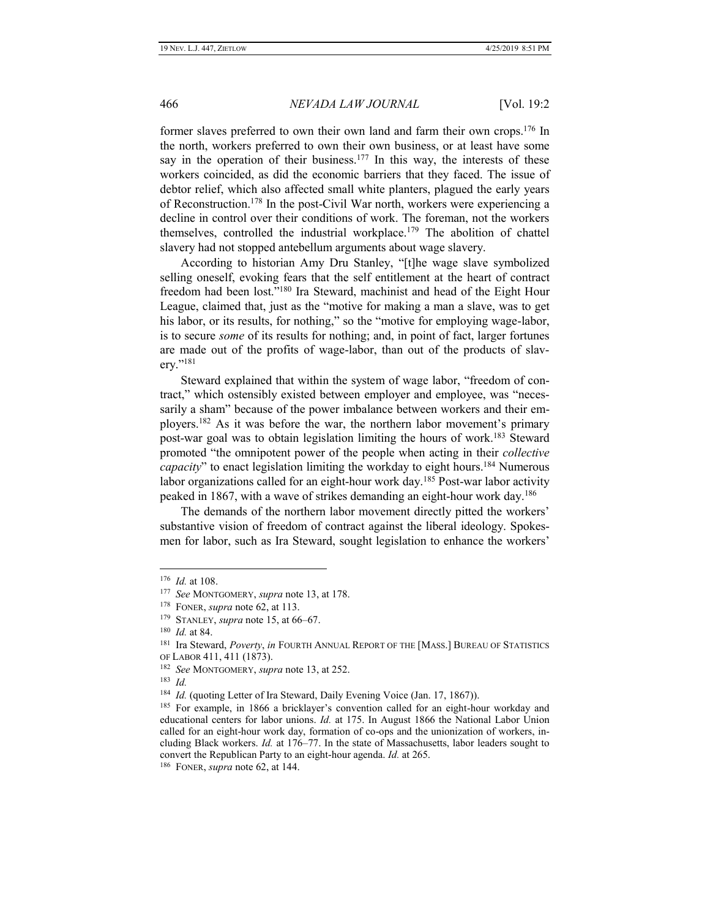former slaves preferred to own their own land and farm their own crops.[176] In the north, workers preferred to own their own business, or at least have some say in the operation of their business.[177] In this way, the interests of these workers coincided, as did the economic barriers that they faced. The issue of debtor relief, which also affected small white planters, plagued the early years of Reconstruction.[178] In the post-Civil War north, workers were experiencing a decline in control over their conditions of work. The foreman, not the workers themselves, controlled the industrial workplace.[179] The abolition of chattel slavery had not stopped antebellum arguments about wage slavery.

According to historian Amy Dru Stanley, "[t]he wage slave symbolized selling oneself, evoking fears that the self entitlement at the heart of contract freedom had been lost."[180] Ira Steward, machinist and head of the Eight Hour League, claimed that, just as the "motive for making a man a slave, was to get his labor, or its results, for nothing," so the "motive for employing wage-labor, is to secure *some* of its results for nothing; and, in point of fact, larger fortunes are made out of the profits of wage-labor, than out of the products of slavery."[181]

Steward explained that within the system of wage labor, "freedom of contract," which ostensibly existed between employer and employee, was "necessarily a sham" because of the power imbalance between workers and their employers.[182] As it was before the war, the northern labor movement's primary post-war goal was to obtain legislation limiting the hours of work.[183] Steward promoted "the omnipotent power of the people when acting in their *collective capacity*" to enact legislation limiting the workday to eight hours.[184] Numerous labor organizations called for an eight-hour work day.[185] Post-war labor activity peaked in 1867, with a wave of strikes demanding an eight-hour work day.[186]

The demands of the northern labor movement directly pitted the workers' substantive vision of freedom of contract against the liberal ideology. Spokesmen for labor, such as Ira Steward, sought legislation to enhance the workers'

---

[176] *Id.* at 108.

[177] *See* MONTGOMERY, *supra* note 13, at 178.

[178] FONER, *supra* note 62, at 113.

[179] STANLEY, *supra* note 15, at 66–67.

[180] *Id.* at 84.

[181] Ira Steward, *Poverty*, *in* FOURTH ANNUAL REPORT OF THE [MASS.] BUREAU OF STATISTICS OF LABOR 411, 411 (1873).

[182] *See* MONTGOMERY, *supra* note 13, at 252.

[183] *Id.*

[184] *Id.* (quoting Letter of Ira Steward, Daily Evening Voice (Jan. 17, 1867)).

[185] For example, in 1866 a bricklayer's convention called for an eight-hour workday and educational centers for labor unions. *Id.* at 175. In August 1866 the National Labor Union called for an eight-hour work day, formation of co-ops and the unionization of workers, including Black workers. *Id.* at 176–77. In the state of Massachusetts, labor leaders sought to convert the Republican Party to an eight-hour agenda. *Id.* at 265.

[186] FONER, *supra* note 62, at 144.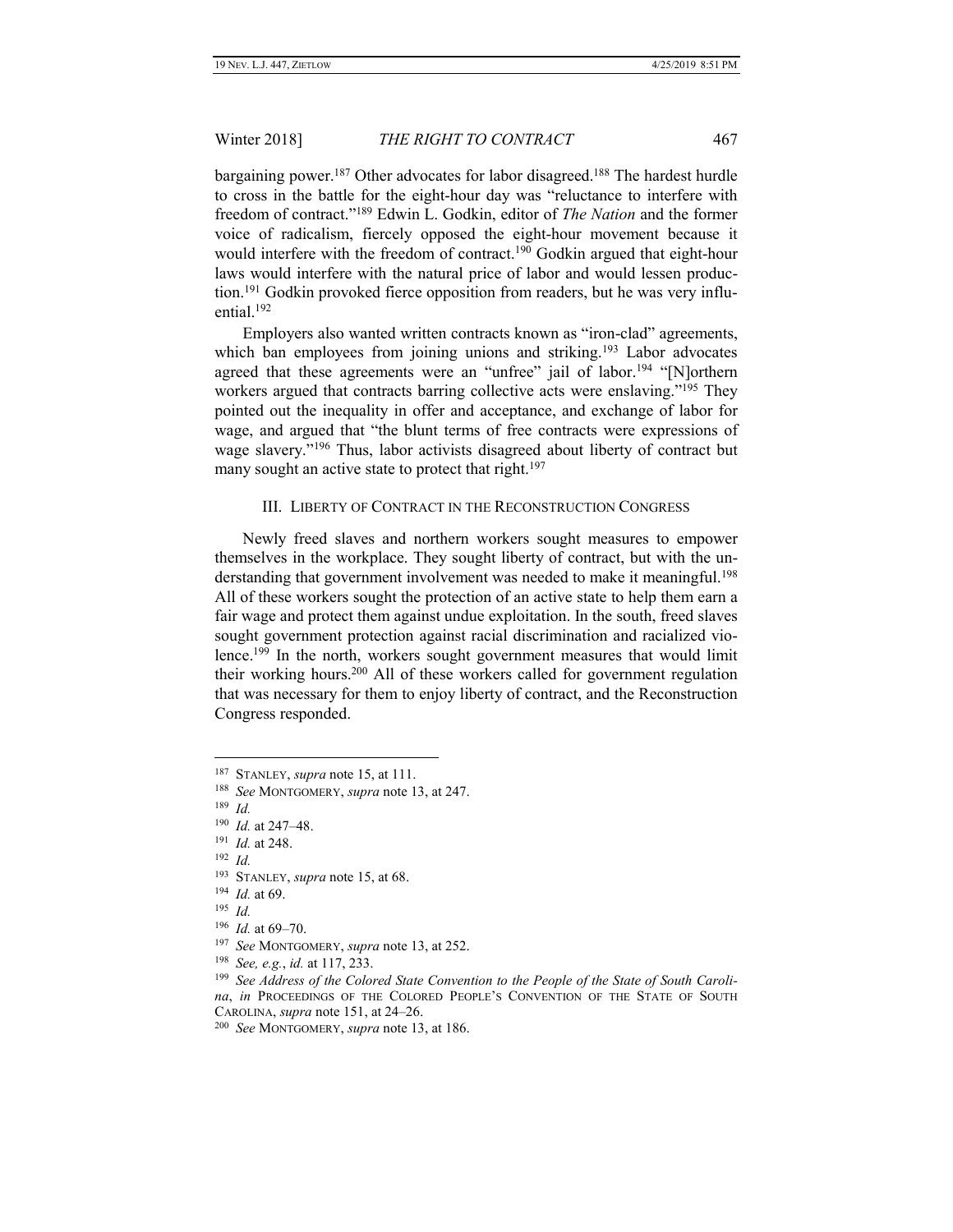bargaining power.[187] Other advocates for labor disagreed.[188] The hardest hurdle to cross in the battle for the eight-hour day was "reluctance to interfere with freedom of contract."[189] Edwin L. Godkin, editor of *The Nation* and the former voice of radicalism, fiercely opposed the eight-hour movement because it would interfere with the freedom of contract.[190] Godkin argued that eight-hour laws would interfere with the natural price of labor and would lessen production.[191] Godkin provoked fierce opposition from readers, but he was very influential.[192]

Employers also wanted written contracts known as "iron-clad" agreements, which ban employees from joining unions and striking.[193] Labor advocates agreed that these agreements were an "unfree" jail of labor.[194] "[N]orthern workers argued that contracts barring collective acts were enslaving."[195] They pointed out the inequality in offer and acceptance, and exchange of labor for wage, and argued that "the blunt terms of free contracts were expressions of wage slavery."[196] Thus, labor activists disagreed about liberty of contract but many sought an active state to protect that right.[197]

## III. LIBERTY OF CONTRACT IN THE RECONSTRUCTION CONGRESS

Newly freed slaves and northern workers sought measures to empower themselves in the workplace. They sought liberty of contract, but with the understanding that government involvement was needed to make it meaningful.[198] All of these workers sought the protection of an active state to help them earn a fair wage and protect them against undue exploitation. In the south, freed slaves sought government protection against racial discrimination and racialized violence.[199] In the north, workers sought government measures that would limit their working hours.[200] All of these workers called for government regulation that was necessary for them to enjoy liberty of contract, and the Reconstruction Congress responded.

---

[187] STANLEY, *supra* note 15, at 111.

[188] *See* MONTGOMERY, *supra* note 13, at 247.

[189] *Id.*

[190] *Id.* at 247–48.

[191] *Id.* at 248.

[192] *Id.*

[193] STANLEY, *supra* note 15, at 68.

[194] *Id.* at 69.

[195] *Id.*

[196] *Id.* at 69–70.

[197] *See* MONTGOMERY, *supra* note 13, at 252.

[198] *See, e.g.*, *id.* at 117, 233.

[199] *See Address of the Colored State Convention to the People of the State of South Carolina*, *in* PROCEEDINGS OF THE COLORED PEOPLE'S CONVENTION OF THE STATE OF SOUTH CAROLINA, *supra* note 151, at 24–26.

[200] *See* MONTGOMERY, *supra* note 13, at 186.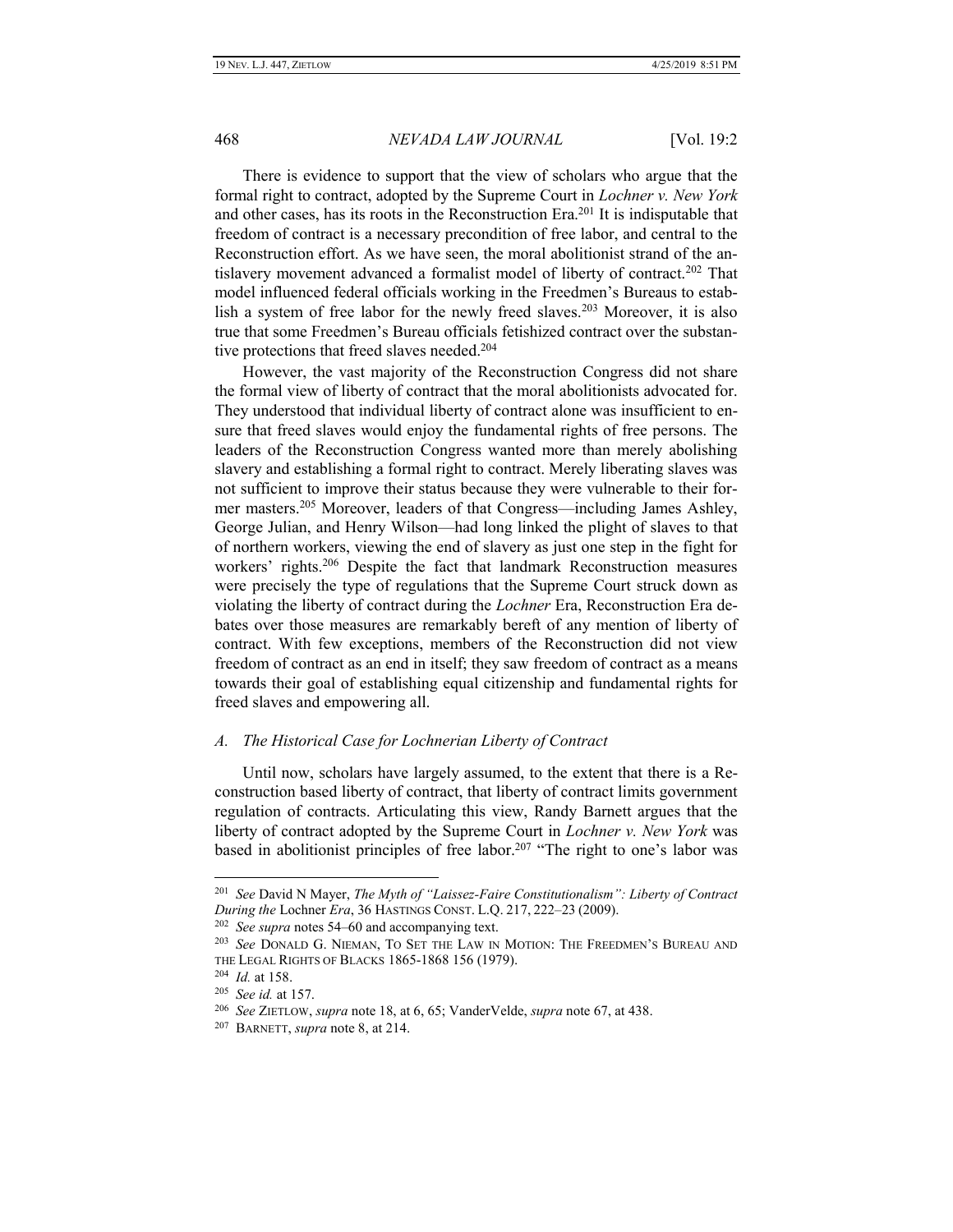There is evidence to support that the view of scholars who argue that the formal right to contract, adopted by the Supreme Court in *Lochner v. New York* and other cases, has its roots in the Reconstruction Era.[201] It is indisputable that freedom of contract is a necessary precondition of free labor, and central to the Reconstruction effort. As we have seen, the moral abolitionist strand of the antislavery movement advanced a formalist model of liberty of contract.[202] That model influenced federal officials working in the Freedmen's Bureaus to establish a system of free labor for the newly freed slaves.[203] Moreover, it is also true that some Freedmen's Bureau officials fetishized contract over the substantive protections that freed slaves needed.[204]

However, the vast majority of the Reconstruction Congress did not share the formal view of liberty of contract that the moral abolitionists advocated for. They understood that individual liberty of contract alone was insufficient to ensure that freed slaves would enjoy the fundamental rights of free persons. The leaders of the Reconstruction Congress wanted more than merely abolishing slavery and establishing a formal right to contract. Merely liberating slaves was not sufficient to improve their status because they were vulnerable to their former masters.[205] Moreover, leaders of that Congress—including James Ashley, George Julian, and Henry Wilson—had long linked the plight of slaves to that of northern workers, viewing the end of slavery as just one step in the fight for workers' rights.[206] Despite the fact that landmark Reconstruction measures were precisely the type of regulations that the Supreme Court struck down as violating the liberty of contract during the *Lochner* Era, Reconstruction Era debates over those measures are remarkably bereft of any mention of liberty of contract. With few exceptions, members of the Reconstruction did not view freedom of contract as an end in itself; they saw freedom of contract as a means towards their goal of establishing equal citizenship and fundamental rights for freed slaves and empowering all.

### *A. The Historical Case for Lochnerian Liberty of Contract*

Until now, scholars have largely assumed, to the extent that there is a Reconstruction based liberty of contract, that liberty of contract limits government regulation of contracts. Articulating this view, Randy Barnett argues that the liberty of contract adopted by the Supreme Court in *Lochner v. New York* was based in abolitionist principles of free labor.[207] "The right to one's labor was

---

[201] *See* David N Mayer, *The Myth of "Laissez-Faire Constitutionalism": Liberty of Contract During the* Lochner *Era*, 36 HASTINGS CONST. L.Q. 217, 222–23 (2009).

[202] *See supra* notes 54–60 and accompanying text.

[203] *See* DONALD G. NIEMAN, TO SET THE LAW IN MOTION: THE FREEDMEN'S BUREAU AND THE LEGAL RIGHTS OF BLACKS 1865-1868 156 (1979).

[204] *Id.* at 158.

[205] *See id.* at 157.

[206] *See* ZIETLOW, *supra* note 18, at 6, 65; VanderVelde, *supra* note 67, at 438.

[207] BARNETT, *supra* note 8, at 214.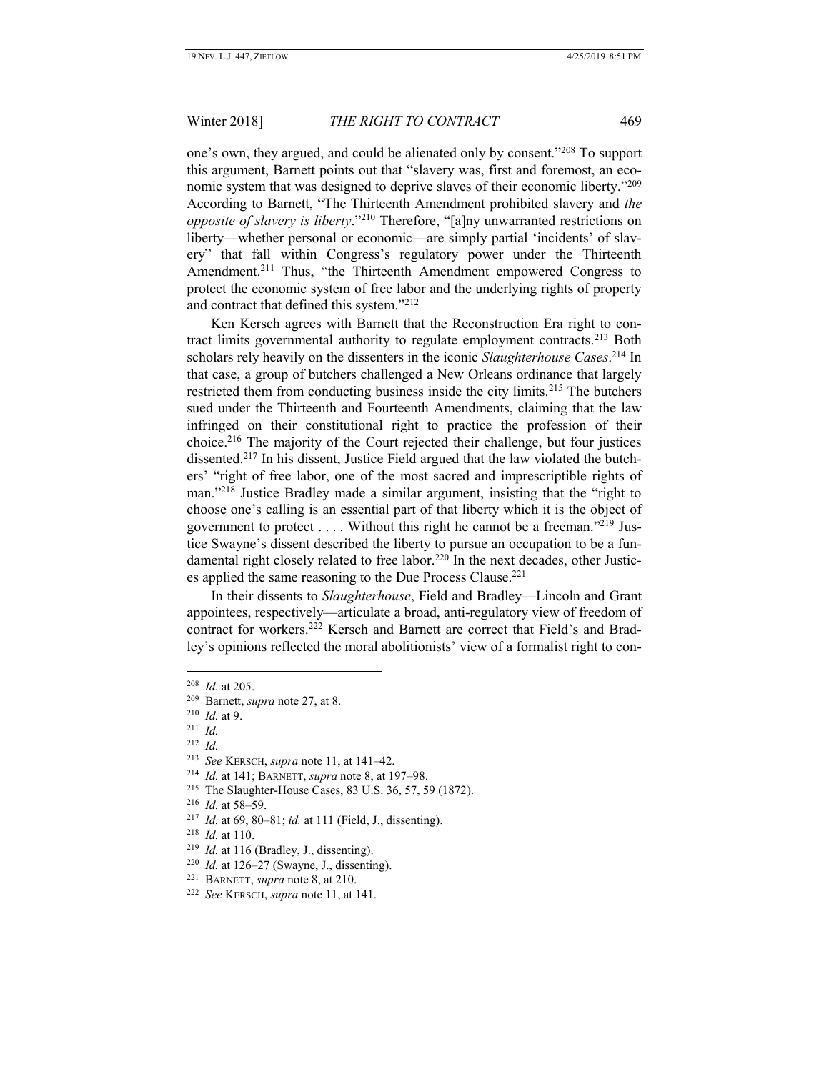one's own, they argued, and could be alienated only by consent."[208] To support this argument, Barnett points out that "slavery was, first and foremost, an economic system that was designed to deprive slaves of their economic liberty."[209] According to Barnett, "The Thirteenth Amendment prohibited slavery and *the opposite of slavery is liberty*."[210] Therefore, "[a]ny unwarranted restrictions on liberty—whether personal or economic—are simply partial 'incidents' of slavery" that fall within Congress's regulatory power under the Thirteenth Amendment.[211] Thus, "the Thirteenth Amendment empowered Congress to protect the economic system of free labor and the underlying rights of property and contract that defined this system."[212]

Ken Kersch agrees with Barnett that the Reconstruction Era right to contract limits governmental authority to regulate employment contracts.[213] Both scholars rely heavily on the dissenters in the iconic *Slaughterhouse Cases*.[214] In that case, a group of butchers challenged a New Orleans ordinance that largely restricted them from conducting business inside the city limits.[215] The butchers sued under the Thirteenth and Fourteenth Amendments, claiming that the law infringed on their constitutional right to practice the profession of their choice.[216] The majority of the Court rejected their challenge, but four justices dissented.[217] In his dissent, Justice Field argued that the law violated the butchers' "right of free labor, one of the most sacred and imprescriptible rights of man."[218] Justice Bradley made a similar argument, insisting that the "right to choose one's calling is an essential part of that liberty which it is the object of government to protect . . . . Without this right he cannot be a freeman."[219] Justice Swayne's dissent described the liberty to pursue an occupation to be a fundamental right closely related to free labor.[220] In the next decades, other Justices applied the same reasoning to the Due Process Clause.[221]

In their dissents to *Slaughterhouse*, Field and Bradley—Lincoln and Grant appointees, respectively—articulate a broad, anti-regulatory view of freedom of contract for workers.[222] Kersch and Barnett are correct that Field's and Bradley's opinions reflected the moral abolitionists' view of a formalist right to con-

---

[208] *Id.* at 205.

[209] Barnett, *supra* note 27, at 8.

[210] *Id.* at 9.

[211] *Id.*

[212] *Id.*

[213] *See* KERSCH, *supra* note 11, at 141–42.

[214] *Id.* at 141; BARNETT, *supra* note 8, at 197–98.

[215] The Slaughter-House Cases, 83 U.S. 36, 57, 59 (1872).

[216] *Id.* at 58–59.

[217] *Id.* at 69, 80–81; *id.* at 111 (Field, J., dissenting).

[218] *Id.* at 110.

[219] *Id.* at 116 (Bradley, J., dissenting).

[220] *Id.* at 126–27 (Swayne, J., dissenting).

[221] BARNETT, *supra* note 8, at 210.

[222] *See* KERSCH, *supra* note 11, at 141.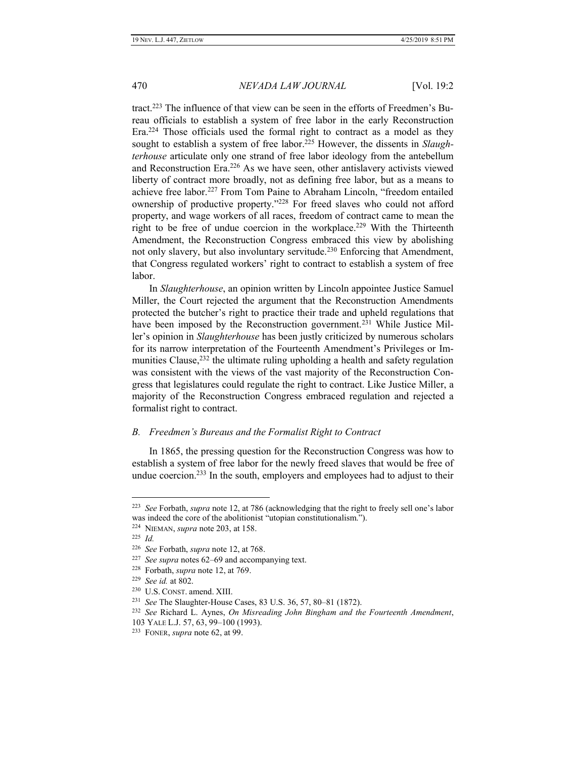tract.[223] The influence of that view can be seen in the efforts of Freedmen's Bureau officials to establish a system of free labor in the early Reconstruction Era.[224] Those officials used the formal right to contract as a model as they sought to establish a system of free labor.[225] However, the dissents in *Slaughterhouse* articulate only one strand of free labor ideology from the antebellum and Reconstruction Era.[226] As we have seen, other antislavery activists viewed liberty of contract more broadly, not as defining free labor, but as a means to achieve free labor.[227] From Tom Paine to Abraham Lincoln, "freedom entailed ownership of productive property."[228] For freed slaves who could not afford property, and wage workers of all races, freedom of contract came to mean the right to be free of undue coercion in the workplace.[229] With the Thirteenth Amendment, the Reconstruction Congress embraced this view by abolishing not only slavery, but also involuntary servitude.[230] Enforcing that Amendment, that Congress regulated workers' right to contract to establish a system of free labor.

In *Slaughterhouse*, an opinion written by Lincoln appointee Justice Samuel Miller, the Court rejected the argument that the Reconstruction Amendments protected the butcher's right to practice their trade and upheld regulations that have been imposed by the Reconstruction government.[231] While Justice Miller's opinion in *Slaughterhouse* has been justly criticized by numerous scholars for its narrow interpretation of the Fourteenth Amendment's Privileges or Immunities Clause,[232] the ultimate ruling upholding a health and safety regulation was consistent with the views of the vast majority of the Reconstruction Congress that legislatures could regulate the right to contract. Like Justice Miller, a majority of the Reconstruction Congress embraced regulation and rejected a formalist right to contract.

### *B. Freedmen's Bureaus and the Formalist Right to Contract*

In 1865, the pressing question for the Reconstruction Congress was how to establish a system of free labor for the newly freed slaves that would be free of undue coercion.[233] In the south, employers and employees had to adjust to their

---

[223] *See* Forbath, *supra* note 12, at 786 (acknowledging that the right to freely sell one's labor was indeed the core of the abolitionist "utopian constitutionalism.").

[224] NIEMAN, *supra* note 203, at 158.

[225] *Id.*

[226] *See* Forbath, *supra* note 12, at 768.

[227] *See supra* notes 62–69 and accompanying text.

[228] Forbath, *supra* note 12, at 769.

[229] *See id.* at 802.

[230] U.S. CONST. amend. XIII.

[231] *See* The Slaughter-House Cases, 83 U.S. 36, 57, 80–81 (1872).

[232] *See* Richard L. Aynes, *On Misreading John Bingham and the Fourteenth Amendment*, 103 YALE L.J. 57, 63, 99–100 (1993).

[233] FONER, *supra* note 62, at 99.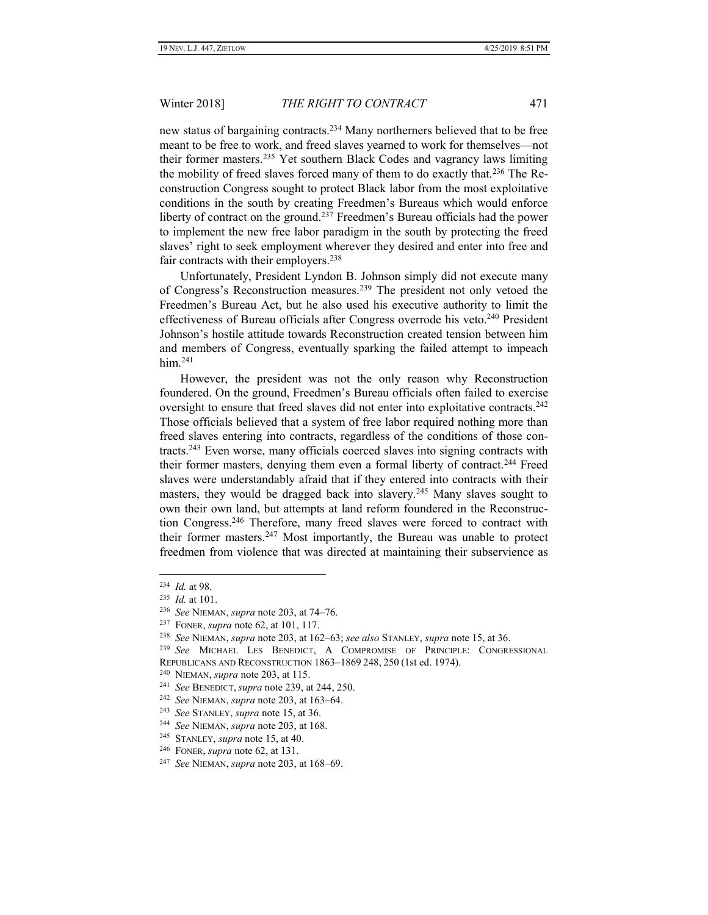new status of bargaining contracts.[234] Many northerners believed that to be free meant to be free to work, and freed slaves yearned to work for themselves—not their former masters.[235] Yet southern Black Codes and vagrancy laws limiting the mobility of freed slaves forced many of them to do exactly that.[236] The Reconstruction Congress sought to protect Black labor from the most exploitative conditions in the south by creating Freedmen's Bureaus which would enforce liberty of contract on the ground.[237] Freedmen's Bureau officials had the power to implement the new free labor paradigm in the south by protecting the freed slaves' right to seek employment wherever they desired and enter into free and fair contracts with their employers.[238]

Unfortunately, President Lyndon B. Johnson simply did not execute many of Congress's Reconstruction measures.[239] The president not only vetoed the Freedmen's Bureau Act, but he also used his executive authority to limit the effectiveness of Bureau officials after Congress overrode his veto.[240] President Johnson's hostile attitude towards Reconstruction created tension between him and members of Congress, eventually sparking the failed attempt to impeach him.[241]

However, the president was not the only reason why Reconstruction foundered. On the ground, Freedmen's Bureau officials often failed to exercise oversight to ensure that freed slaves did not enter into exploitative contracts.[242] Those officials believed that a system of free labor required nothing more than freed slaves entering into contracts, regardless of the conditions of those contracts.[243] Even worse, many officials coerced slaves into signing contracts with their former masters, denying them even a formal liberty of contract.[244] Freed slaves were understandably afraid that if they entered into contracts with their masters, they would be dragged back into slavery.[245] Many slaves sought to own their own land, but attempts at land reform foundered in the Reconstruction Congress.[246] Therefore, many freed slaves were forced to contract with their former masters.[247] Most importantly, the Bureau was unable to protect freedmen from violence that was directed at maintaining their subservience as

---

[234] *Id.* at 98.

[235] *Id.* at 101.

[236] *See* NIEMAN, *supra* note 203, at 74–76.

[237] FONER, *supra* note 62, at 101, 117.

[238] *See* NIEMAN, *supra* note 203, at 162–63; *see also* STANLEY, *supra* note 15, at 36.

[239] *See* MICHAEL LES BENEDICT, A COMPROMISE OF PRINCIPLE: CONGRESSIONAL REPUBLICANS AND RECONSTRUCTION 1863–1869 248, 250 (1st ed. 1974).

[240] NIEMAN, *supra* note 203, at 115.

[241] *See* BENEDICT, *supra* note 239, at 244, 250.

[242] *See* NIEMAN, *supra* note 203, at 163–64.

[243] *See* STANLEY, *supra* note 15, at 36.

[244] *See* NIEMAN, *supra* note 203, at 168.

[245] STANLEY, *supra* note 15, at 40.

[246] FONER, *supra* note 62, at 131.

[247] *See* NIEMAN, *supra* note 203, at 168–69.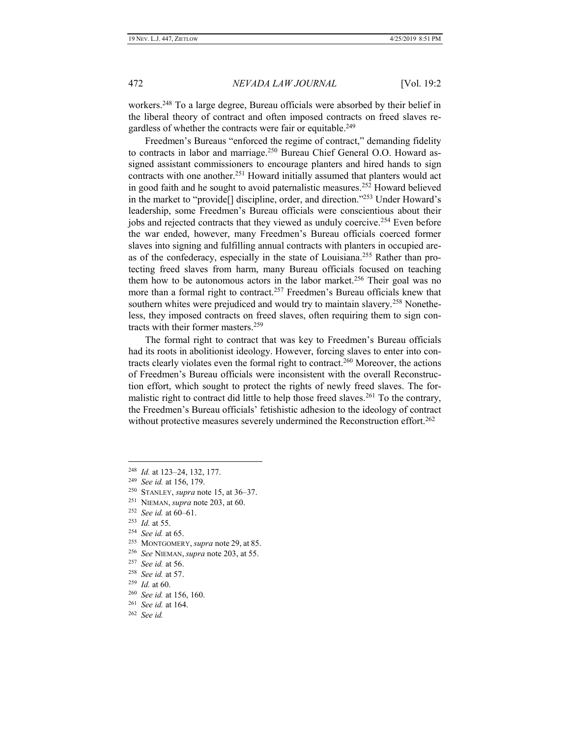workers.[248] To a large degree, Bureau officials were absorbed by their belief in the liberal theory of contract and often imposed contracts on freed slaves regardless of whether the contracts were fair or equitable.[249]

Freedmen's Bureaus "enforced the regime of contract," demanding fidelity to contracts in labor and marriage.[250] Bureau Chief General O.O. Howard assigned assistant commissioners to encourage planters and hired hands to sign contracts with one another.[251] Howard initially assumed that planters would act in good faith and he sought to avoid paternalistic measures.[252] Howard believed in the market to "provide[] discipline, order, and direction."[253] Under Howard's leadership, some Freedmen's Bureau officials were conscientious about their jobs and rejected contracts that they viewed as unduly coercive.[254] Even before the war ended, however, many Freedmen's Bureau officials coerced former slaves into signing and fulfilling annual contracts with planters in occupied areas of the confederacy, especially in the state of Louisiana.[255] Rather than protecting freed slaves from harm, many Bureau officials focused on teaching them how to be autonomous actors in the labor market.[256] Their goal was no more than a formal right to contract.[257] Freedmen's Bureau officials knew that southern whites were prejudiced and would try to maintain slavery.[258] Nonetheless, they imposed contracts on freed slaves, often requiring them to sign contracts with their former masters.[259]

The formal right to contract that was key to Freedmen's Bureau officials had its roots in abolitionist ideology. However, forcing slaves to enter into contracts clearly violates even the formal right to contract.[260] Moreover, the actions of Freedmen's Bureau officials were inconsistent with the overall Reconstruction effort, which sought to protect the rights of newly freed slaves. The formalistic right to contract did little to help those freed slaves.[261] To the contrary, the Freedmen's Bureau officials' fetishistic adhesion to the ideology of contract without protective measures severely undermined the Reconstruction effort.[262]

---

[248] *Id.* at 123–24, 132, 177.

[249] *See id.* at 156, 179.

[250] STANLEY, *supra* note 15, at 36–37.

[251] NIEMAN, *supra* note 203, at 60.

[252] *See id.* at 60–61.

[253] *Id.* at 55.

[254] *See id.* at 65.

[255] MONTGOMERY, *supra* note 29, at 85.

[256] *See* NIEMAN, *supra* note 203, at 55.

[257] *See id.* at 56.

[258] *See id.* at 57.

[259] *Id.* at 60.

[260] *See id.* at 156, 160.

[261] *See id.* at 164.

[262] *See id.*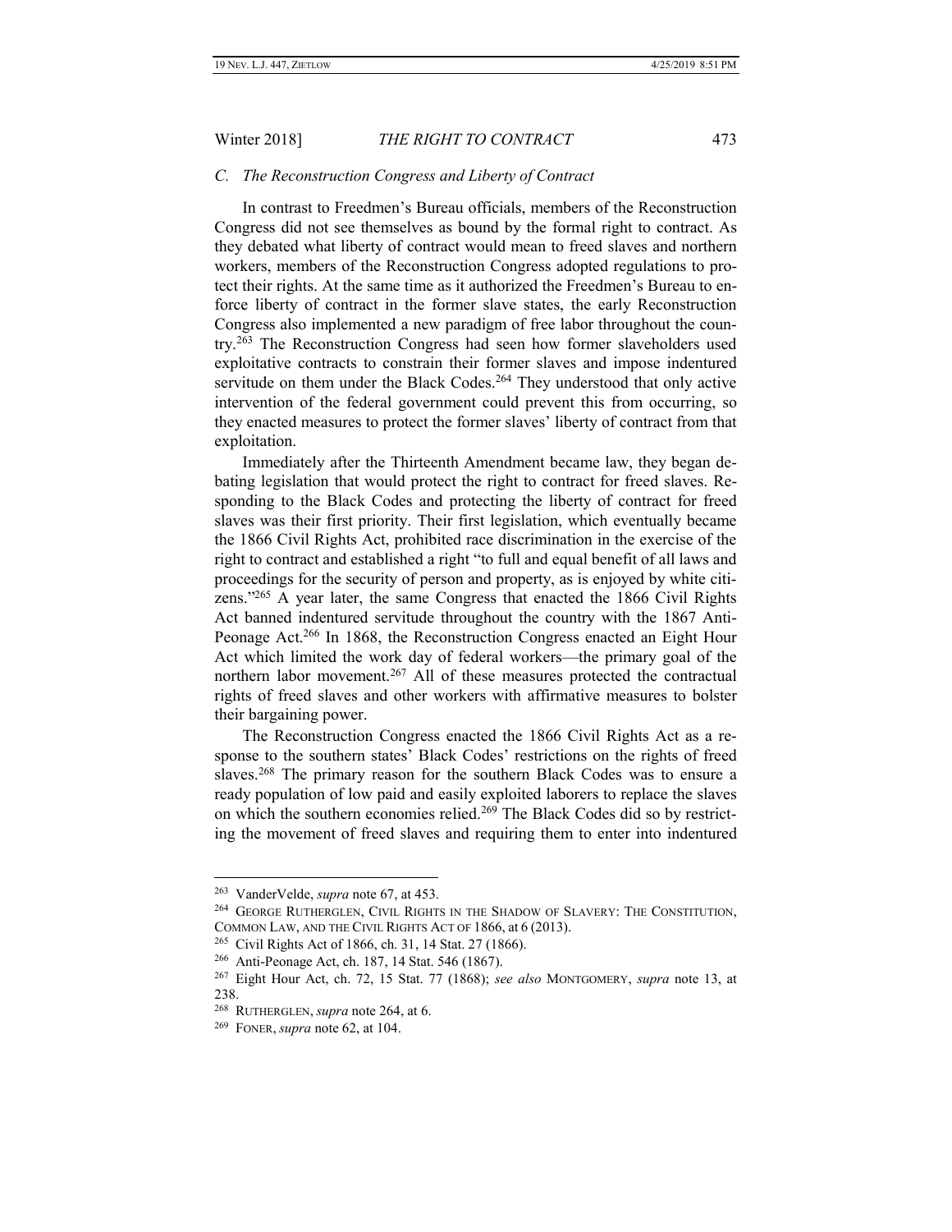### *C. The Reconstruction Congress and Liberty of Contract*

In contrast to Freedmen's Bureau officials, members of the Reconstruction Congress did not see themselves as bound by the formal right to contract. As they debated what liberty of contract would mean to freed slaves and northern workers, members of the Reconstruction Congress adopted regulations to protect their rights. At the same time as it authorized the Freedmen's Bureau to enforce liberty of contract in the former slave states, the early Reconstruction Congress also implemented a new paradigm of free labor throughout the country.[263] The Reconstruction Congress had seen how former slaveholders used exploitative contracts to constrain their former slaves and impose indentured servitude on them under the Black Codes.[264] They understood that only active intervention of the federal government could prevent this from occurring, so they enacted measures to protect the former slaves' liberty of contract from that exploitation.

Immediately after the Thirteenth Amendment became law, they began debating legislation that would protect the right to contract for freed slaves. Responding to the Black Codes and protecting the liberty of contract for freed slaves was their first priority. Their first legislation, which eventually became the 1866 Civil Rights Act, prohibited race discrimination in the exercise of the right to contract and established a right "to full and equal benefit of all laws and proceedings for the security of person and property, as is enjoyed by white citizens."[265] A year later, the same Congress that enacted the 1866 Civil Rights Act banned indentured servitude throughout the country with the 1867 Anti-Peonage Act.[266] In 1868, the Reconstruction Congress enacted an Eight Hour Act which limited the work day of federal workers—the primary goal of the northern labor movement.[267] All of these measures protected the contractual rights of freed slaves and other workers with affirmative measures to bolster their bargaining power.

The Reconstruction Congress enacted the 1866 Civil Rights Act as a response to the southern states' Black Codes' restrictions on the rights of freed slaves.[268] The primary reason for the southern Black Codes was to ensure a ready population of low paid and easily exploited laborers to replace the slaves on which the southern economies relied.[269] The Black Codes did so by restricting the movement of freed slaves and requiring them to enter into indentured

---

[263] VanderVelde, *supra* note 67, at 453.

[264] GEORGE RUTHERGLEN, CIVIL RIGHTS IN THE SHADOW OF SLAVERY: THE CONSTITUTION, COMMON LAW, AND THE CIVIL RIGHTS ACT OF 1866, at 6 (2013).

[265] Civil Rights Act of 1866, ch. 31, 14 Stat. 27 (1866).

[266] Anti-Peonage Act, ch. 187, 14 Stat. 546 (1867).

[267] Eight Hour Act, ch. 72, 15 Stat. 77 (1868); *see also* MONTGOMERY, *supra* note 13, at 238.

[268] RUTHERGLEN, *supra* note 264, at 6.

[269] FONER, *supra* note 62, at 104.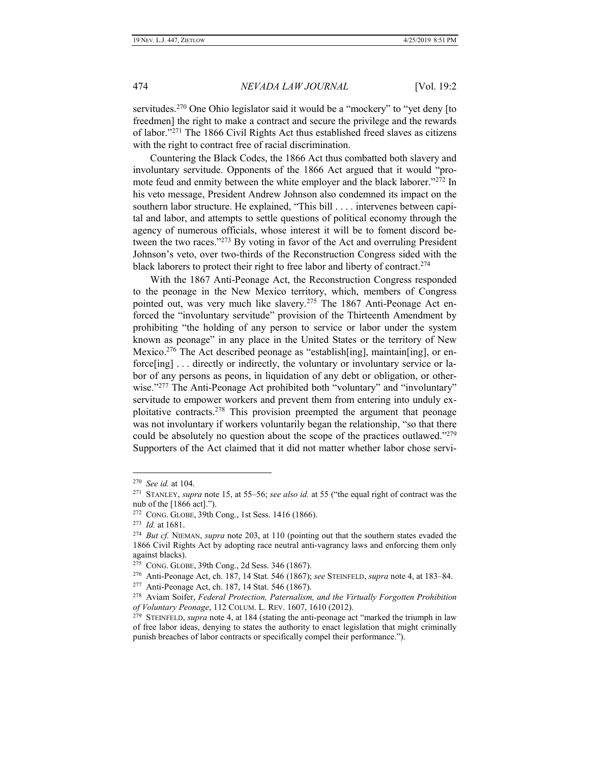servitudes.[270] One Ohio legislator said it would be a "mockery" to "yet deny [to freedmen] the right to make a contract and secure the privilege and the rewards of labor."[271] The 1866 Civil Rights Act thus established freed slaves as citizens with the right to contract free of racial discrimination.

Countering the Black Codes, the 1866 Act thus combatted both slavery and involuntary servitude. Opponents of the 1866 Act argued that it would "promote feud and enmity between the white employer and the black laborer."[272] In his veto message, President Andrew Johnson also condemned its impact on the southern labor structure. He explained, "This bill . . . . intervenes between capital and labor, and attempts to settle questions of political economy through the agency of numerous officials, whose interest it will be to foment discord between the two races."[273] By voting in favor of the Act and overruling President Johnson's veto, over two-thirds of the Reconstruction Congress sided with the black laborers to protect their right to free labor and liberty of contract.[274]

With the 1867 Anti-Peonage Act, the Reconstruction Congress responded to the peonage in the New Mexico territory, which, members of Congress pointed out, was very much like slavery.[275] The 1867 Anti-Peonage Act enforced the "involuntary servitude" provision of the Thirteenth Amendment by prohibiting "the holding of any person to service or labor under the system known as peonage" in any place in the United States or the territory of New Mexico.[276] The Act described peonage as "establish[ing], maintain[ing], or enforce[ing] . . . directly or indirectly, the voluntary or involuntary service or labor of any persons as peons, in liquidation of any debt or obligation, or otherwise."[277] The Anti-Peonage Act prohibited both "voluntary" and "involuntary" servitude to empower workers and prevent them from entering into unduly exploitative contracts.[278] This provision preempted the argument that peonage was not involuntary if workers voluntarily began the relationship, "so that there could be absolutely no question about the scope of the practices outlawed."[279] Supporters of the Act claimed that it did not matter whether labor chose servi-

---

[270] *See id.* at 104.

[271] STANLEY, *supra* note 15, at 55–56; *see also id.* at 55 ("the equal right of contract was the nub of the [1866 act].").

[272] CONG. GLOBE, 39th Cong., 1st Sess. 1416 (1866).

[273] *Id.* at 1681.

[274] *But cf.* NIEMAN, *supra* note 203, at 110 (pointing out that the southern states evaded the 1866 Civil Rights Act by adopting race neutral anti-vagrancy laws and enforcing them only against blacks).

[275] CONG. GLOBE, 39th Cong., 2d Sess. 346 (1867).

[276] Anti-Peonage Act, ch. 187, 14 Stat. 546 (1867); *see* STEINFELD, *supra* note 4, at 183–84.

[277] Anti-Peonage Act, ch. 187, 14 Stat. 546 (1867).

[278] Aviam Soifer, *Federal Protection, Paternalism, and the Virtually Forgotten Prohibition of Voluntary Peonage*, 112 COLUM. L. REV. 1607, 1610 (2012).

[279] STEINFELD, *supra* note 4, at 184 (stating the anti-peonage act "marked the triumph in law of free labor ideas, denying to states the authority to enact legislation that might criminally punish breaches of labor contracts or specifically compel their performance.").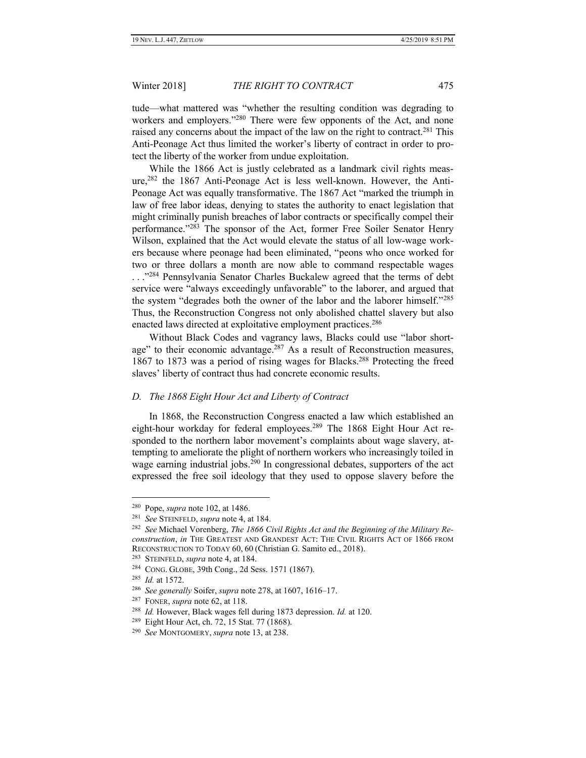tude—what mattered was "whether the resulting condition was degrading to workers and employers."[280] There were few opponents of the Act, and none raised any concerns about the impact of the law on the right to contract.[281] This Anti-Peonage Act thus limited the worker's liberty of contract in order to protect the liberty of the worker from undue exploitation.

While the 1866 Act is justly celebrated as a landmark civil rights measure,[282] the 1867 Anti-Peonage Act is less well-known. However, the Anti-Peonage Act was equally transformative. The 1867 Act "marked the triumph in law of free labor ideas, denying to states the authority to enact legislation that might criminally punish breaches of labor contracts or specifically compel their performance."[283] The sponsor of the Act, former Free Soiler Senator Henry Wilson, explained that the Act would elevate the status of all low-wage workers because where peonage had been eliminated, "peons who once worked for two or three dollars a month are now able to command respectable wages . . ."[284] Pennsylvania Senator Charles Buckalew agreed that the terms of debt service were "always exceedingly unfavorable" to the laborer, and argued that the system "degrades both the owner of the labor and the laborer himself."[285] Thus, the Reconstruction Congress not only abolished chattel slavery but also enacted laws directed at exploitative employment practices.[286]

Without Black Codes and vagrancy laws, Blacks could use "labor shortage" to their economic advantage.[287] As a result of Reconstruction measures, 1867 to 1873 was a period of rising wages for Blacks.[288] Protecting the freed slaves' liberty of contract thus had concrete economic results.

### *D. The 1868 Eight Hour Act and Liberty of Contract*

In 1868, the Reconstruction Congress enacted a law which established an eight-hour workday for federal employees.[289] The 1868 Eight Hour Act responded to the northern labor movement's complaints about wage slavery, attempting to ameliorate the plight of northern workers who increasingly toiled in wage earning industrial jobs.[290] In congressional debates, supporters of the act expressed the free soil ideology that they used to oppose slavery before the

---

[280] Pope, *supra* note 102, at 1486.

[281] *See* STEINFELD, *supra* note 4, at 184.

[282] *See* Michael Vorenberg, *The 1866 Civil Rights Act and the Beginning of the Military Reconstruction*, *in* THE GREATEST AND GRANDEST ACT: THE CIVIL RIGHTS ACT OF 1866 FROM RECONSTRUCTION TO TODAY 60, 60 (Christian G. Samito ed., 2018).

[283] STEINFELD, *supra* note 4, at 184.

[284] CONG. GLOBE, 39th Cong., 2d Sess. 1571 (1867).

[285] *Id.* at 1572.

[286] *See generally* Soifer, *supra* note 278, at 1607, 1616–17.

[287] FONER, *supra* note 62, at 118.

[288] *Id.* However, Black wages fell during 1873 depression. *Id.* at 120.

[289] Eight Hour Act, ch. 72, 15 Stat. 77 (1868).

[290] *See* MONTGOMERY, *supra* note 13, at 238.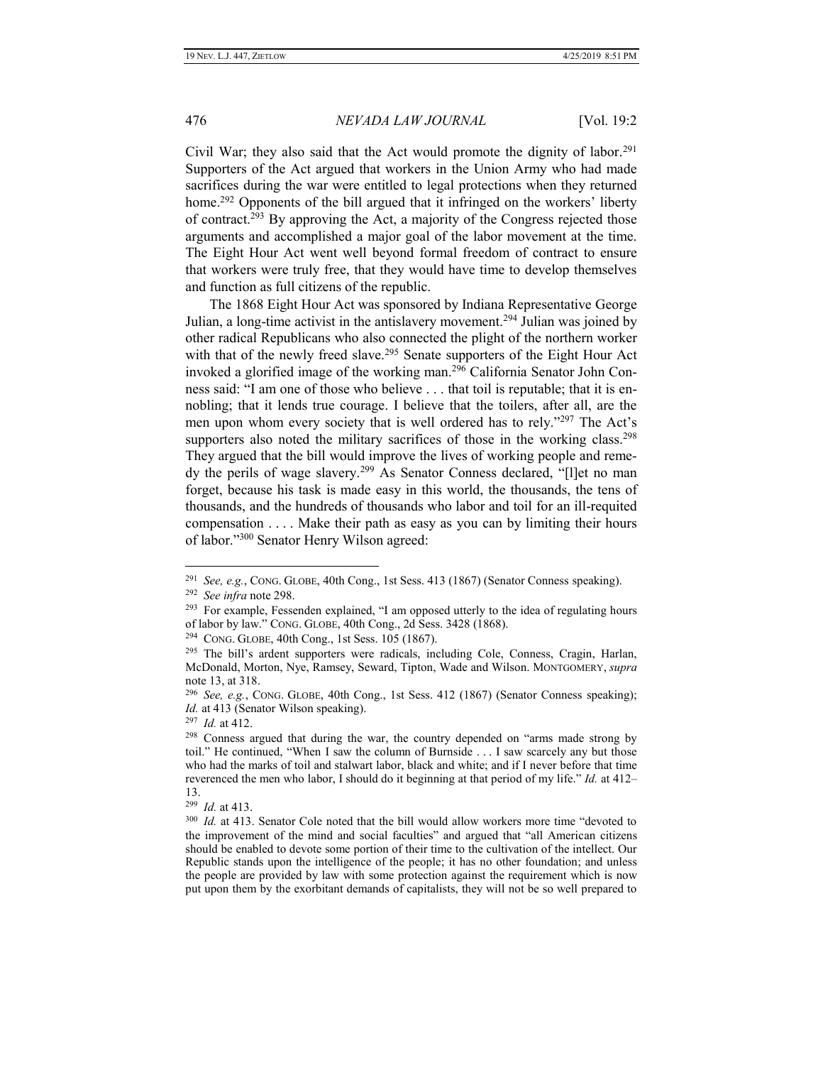Civil War; they also said that the Act would promote the dignity of labor.[291] Supporters of the Act argued that workers in the Union Army who had made sacrifices during the war were entitled to legal protections when they returned home.[292] Opponents of the bill argued that it infringed on the workers' liberty of contract.[293] By approving the Act, a majority of the Congress rejected those arguments and accomplished a major goal of the labor movement at the time. The Eight Hour Act went well beyond formal freedom of contract to ensure that workers were truly free, that they would have time to develop themselves and function as full citizens of the republic.

The 1868 Eight Hour Act was sponsored by Indiana Representative George Julian, a long-time activist in the antislavery movement.[294] Julian was joined by other radical Republicans who also connected the plight of the northern worker with that of the newly freed slave.[295] Senate supporters of the Eight Hour Act invoked a glorified image of the working man.[296] California Senator John Conness said: "I am one of those who believe . . . that toil is reputable; that it is ennobling; that it lends true courage. I believe that the toilers, after all, are the men upon whom every society that is well ordered has to rely."[297] The Act's supporters also noted the military sacrifices of those in the working class.[298] They argued that the bill would improve the lives of working people and remedy the perils of wage slavery.[299] As Senator Conness declared, "[l]et no man forget, because his task is made easy in this world, the thousands, the tens of thousands, and the hundreds of thousands who labor and toil for an ill-requited compensation . . . . Make their path as easy as you can by limiting their hours of labor."[300] Senator Henry Wilson agreed:

---

[291] *See, e.g.*, CONG. GLOBE, 40th Cong., 1st Sess. 413 (1867) (Senator Conness speaking).

[292] *See infra* note 298.

[293] For example, Fessenden explained, "I am opposed utterly to the idea of regulating hours of labor by law." CONG. GLOBE, 40th Cong., 2d Sess. 3428 (1868).

[294] CONG. GLOBE, 40th Cong., 1st Sess. 105 (1867).

[295] The bill's ardent supporters were radicals, including Cole, Conness, Cragin, Harlan, McDonald, Morton, Nye, Ramsey, Seward, Tipton, Wade and Wilson. MONTGOMERY, *supra* note 13, at 318.

[296] *See, e.g.*, CONG. GLOBE, 40th Cong., 1st Sess. 412 (1867) (Senator Conness speaking); *Id.* at 413 (Senator Wilson speaking).

[297] *Id.* at 412.

[298] Conness argued that during the war, the country depended on "arms made strong by toil." He continued, "When I saw the column of Burnside . . . I saw scarcely any but those who had the marks of toil and stalwart labor, black and white; and if I never before that time reverenced the men who labor, I should do it beginning at that period of my life." *Id.* at 412–13.

[299] *Id.* at 413.

[300] *Id.* at 413. Senator Cole noted that the bill would allow workers more time "devoted to the improvement of the mind and social faculties" and argued that "all American citizens should be enabled to devote some portion of their time to the cultivation of the intellect. Our Republic stands upon the intelligence of the people; it has no other foundation; and unless the people are provided by law with some protection against the requirement which is now put upon them by the exorbitant demands of capitalists, they will not be so well prepared to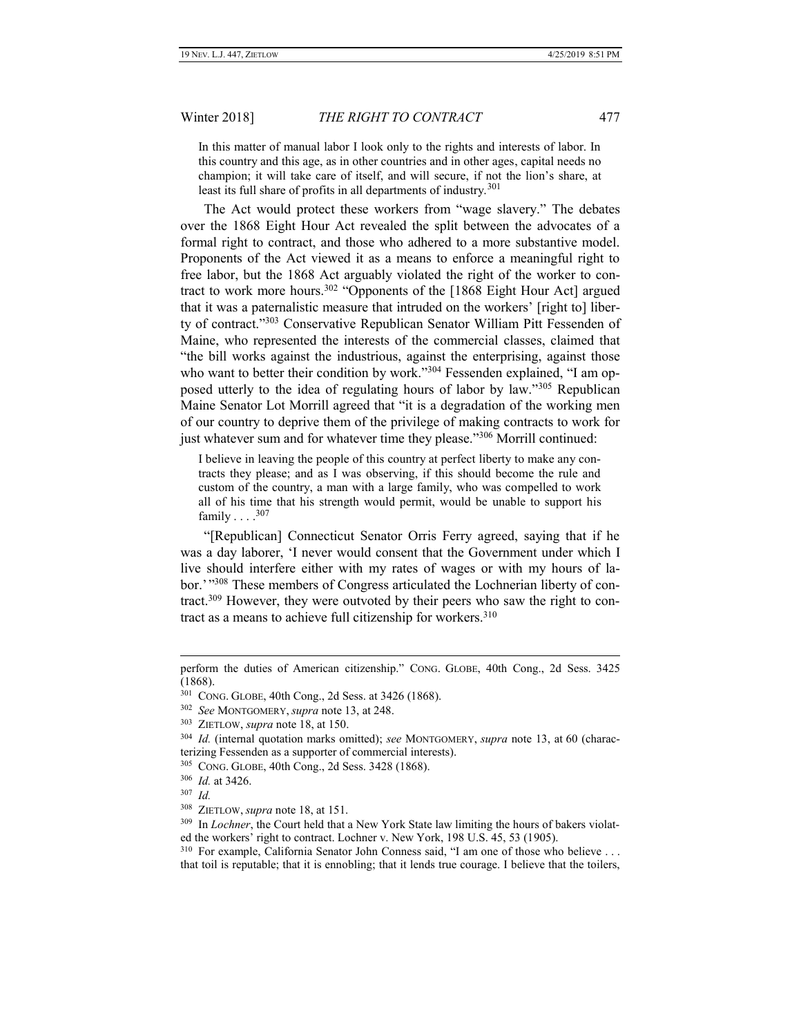> In this matter of manual labor I look only to the rights and interests of labor. In this country and this age, as in other countries and in other ages, capital needs no champion; it will take care of itself, and will secure, if not the lion's share, at least its full share of profits in all departments of industry.[301]

The Act would protect these workers from "wage slavery." The debates over the 1868 Eight Hour Act revealed the split between the advocates of a formal right to contract, and those who adhered to a more substantive model. Proponents of the Act viewed it as a means to enforce a meaningful right to free labor, but the 1868 Act arguably violated the right of the worker to contract to work more hours.[302] "Opponents of the [1868 Eight Hour Act] argued that it was a paternalistic measure that intruded on the workers' [right to] liberty of contract."[303] Conservative Republican Senator William Pitt Fessenden of Maine, who represented the interests of the commercial classes, claimed that "the bill works against the industrious, against the enterprising, against those who want to better their condition by work."[304] Fessenden explained, "I am opposed utterly to the idea of regulating hours of labor by law."[305] Republican Maine Senator Lot Morrill agreed that "it is a degradation of the working men of our country to deprive them of the privilege of making contracts to work for just whatever sum and for whatever time they please."[306] Morrill continued:

> I believe in leaving the people of this country at perfect liberty to make any contracts they please; and as I was observing, if this should become the rule and custom of the country, a man with a large family, who was compelled to work all of his time that his strength would permit, would be unable to support his family . . . .[307]

"[Republican] Connecticut Senator Orris Ferry agreed, saying that if he was a day laborer, 'I never would consent that the Government under which I live should interfere either with my rates of wages or with my hours of labor.' "[308] These members of Congress articulated the Lochnerian liberty of contract.[309] However, they were outvoted by their peers who saw the right to contract as a means to achieve full citizenship for workers.[310]

---

perform the duties of American citizenship." CONG. GLOBE, 40th Cong., 2d Sess. 3425 (1868).

[301] CONG. GLOBE, 40th Cong., 2d Sess. at 3426 (1868).

[302] *See* MONTGOMERY, *supra* note 13, at 248.

[303] ZIETLOW, *supra* note 18, at 150.

[304] *Id.* (internal quotation marks omitted); *see* MONTGOMERY, *supra* note 13, at 60 (characterizing Fessenden as a supporter of commercial interests).

[305] CONG. GLOBE, 40th Cong., 2d Sess. 3428 (1868).

[306] *Id.* at 3426.

[307] *Id.*

[308] ZIETLOW, *supra* note 18, at 151.

[309] In *Lochner*, the Court held that a New York State law limiting the hours of bakers violated the workers' right to contract. Lochner v. New York, 198 U.S. 45, 53 (1905).

[310] For example, California Senator John Conness said, "I am one of those who believe . . . that toil is reputable; that it is ennobling; that it lends true courage. I believe that the toilers,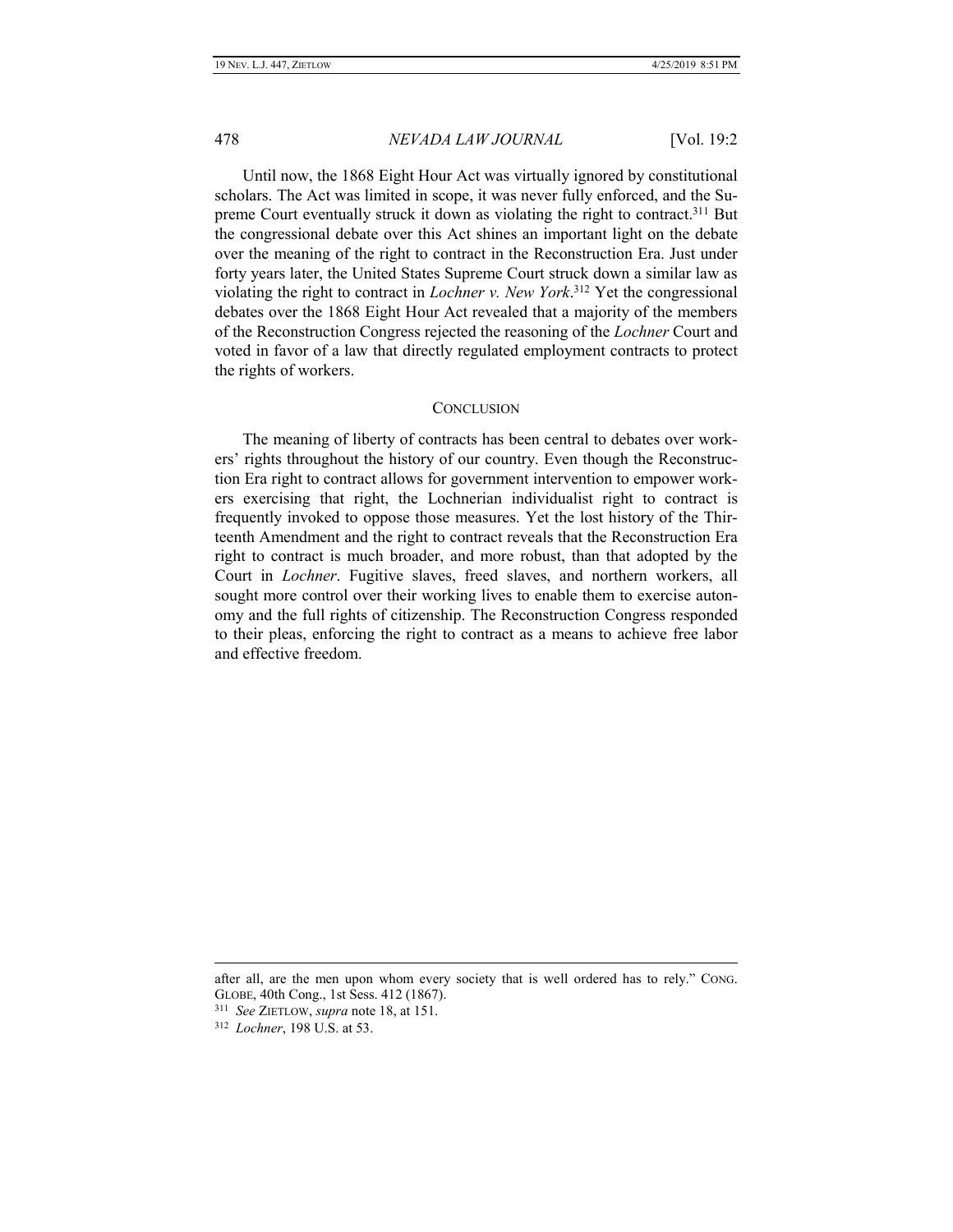Until now, the 1868 Eight Hour Act was virtually ignored by constitutional scholars. The Act was limited in scope, it was never fully enforced, and the Supreme Court eventually struck it down as violating the right to contract.[311] But the congressional debate over this Act shines an important light on the debate over the meaning of the right to contract in the Reconstruction Era. Just under forty years later, the United States Supreme Court struck down a similar law as violating the right to contract in *Lochner v. New York*.[312] Yet the congressional debates over the 1868 Eight Hour Act revealed that a majority of the members of the Reconstruction Congress rejected the reasoning of the *Lochner* Court and voted in favor of a law that directly regulated employment contracts to protect the rights of workers.

## CONCLUSION

The meaning of liberty of contracts has been central to debates over workers' rights throughout the history of our country. Even though the Reconstruction Era right to contract allows for government intervention to empower workers exercising that right, the Lochnerian individualist right to contract is frequently invoked to oppose those measures. Yet the lost history of the Thirteenth Amendment and the right to contract reveals that the Reconstruction Era right to contract is much broader, and more robust, than that adopted by the Court in *Lochner*. Fugitive slaves, freed slaves, and northern workers, all sought more control over their working lives to enable them to exercise autonomy and the full rights of citizenship. The Reconstruction Congress responded to their pleas, enforcing the right to contract as a means to achieve free labor and effective freedom.

---

after all, are the men upon whom every society that is well ordered has to rely." CONG. GLOBE, 40th Cong., 1st Sess. 412 (1867).

[311] *See* ZIETLOW, *supra* note 18, at 151.

[312] *Lochner*, 198 U.S. at 53.